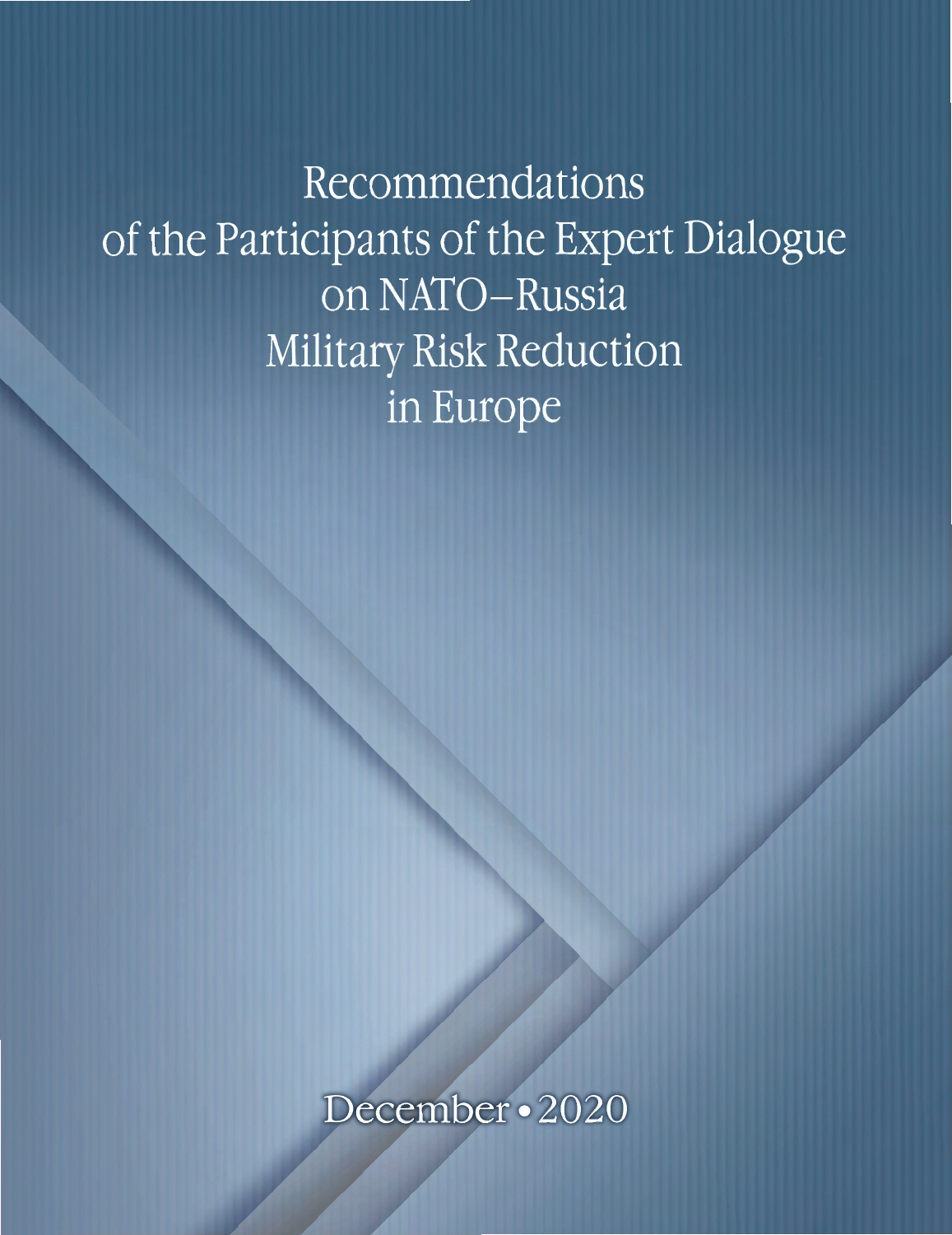# Recommendations of the Participants of the Expert Dialogue on NATO–Russia Military Risk Reduction in Europe

December • 2020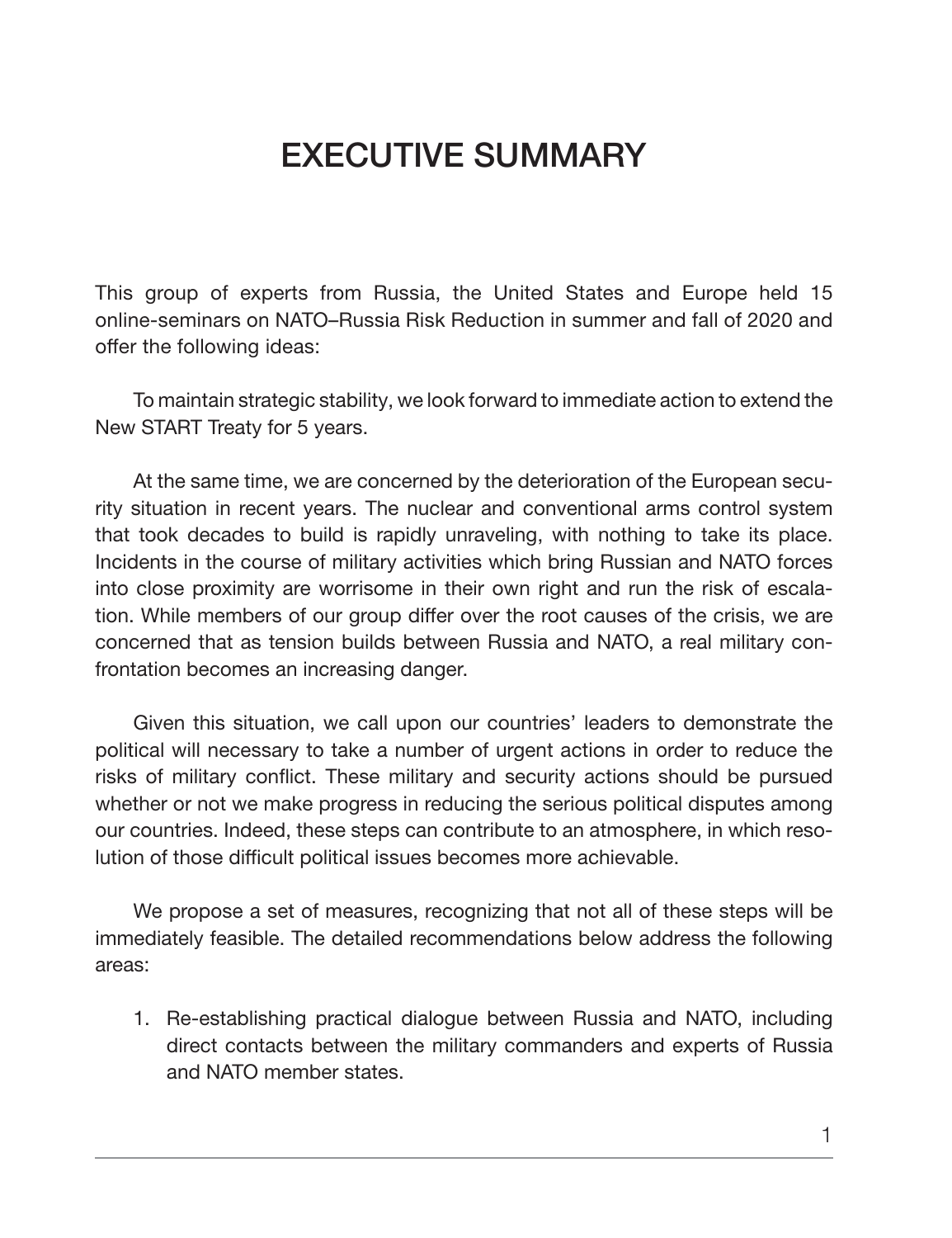# EXECUTIVE SUMMARY

This group of experts from Russia, the United States and Europe held 15 online-seminars on NATO–Russia Risk Reduction in summer and fall of 2020 and offer the following ideas:

To maintain strategic stability, we look forward to immediate action to extend the New START Treaty for 5 years.

At the same time, we are concerned by the deterioration of the European security situation in recent years. The nuclear and conventional arms control system that took decades to build is rapidly unraveling, with nothing to take its place. Incidents in the course of military activities which bring Russian and NATO forces into close proximity are worrisome in their own right and run the risk of escalation. While members of our group differ over the root causes of the crisis, we are concerned that as tension builds between Russia and NATO, a real military confrontation becomes an increasing danger.

Given this situation, we call upon our countries' leaders to demonstrate the political will necessary to take a number of urgent actions in order to reduce the risks of military conflict. These military and security actions should be pursued whether or not we make progress in reducing the serious political disputes among our countries. Indeed, these steps can contribute to an atmosphere, in which resolution of those difficult political issues becomes more achievable.

We propose a set of measures, recognizing that not all of these steps will be immediately feasible. The detailed recommendations below address the following areas:

1. Re-establishing practical dialogue between Russia and NATO, including direct contacts between the military commanders and experts of Russia and NATO member states.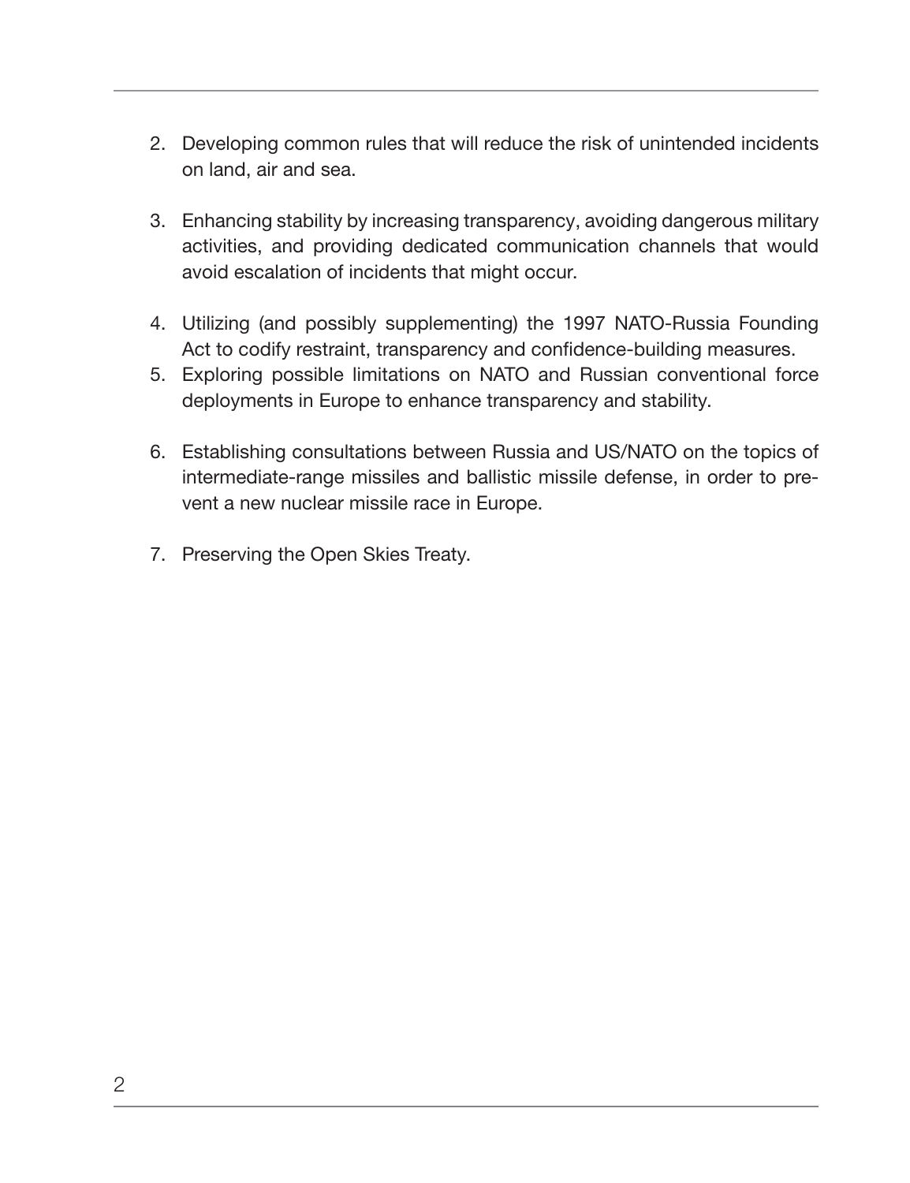2. Developing common rules that will reduce the risk of unintended incidents on land, air and sea.
3. Enhancing stability by increasing transparency, avoiding dangerous military activities, and providing dedicated communication channels that would avoid escalation of incidents that might occur.
4. Utilizing (and possibly supplementing) the 1997 NATO-Russia Founding Act to codify restraint, transparency and confidence-building measures.
5. Exploring possible limitations on NATO and Russian conventional force deployments in Europe to enhance transparency and stability.
6. Establishing consultations between Russia and US/NATO on the topics of intermediate-range missiles and ballistic missile defense, in order to prevent a new nuclear missile race in Europe.
7. Preserving the Open Skies Treaty.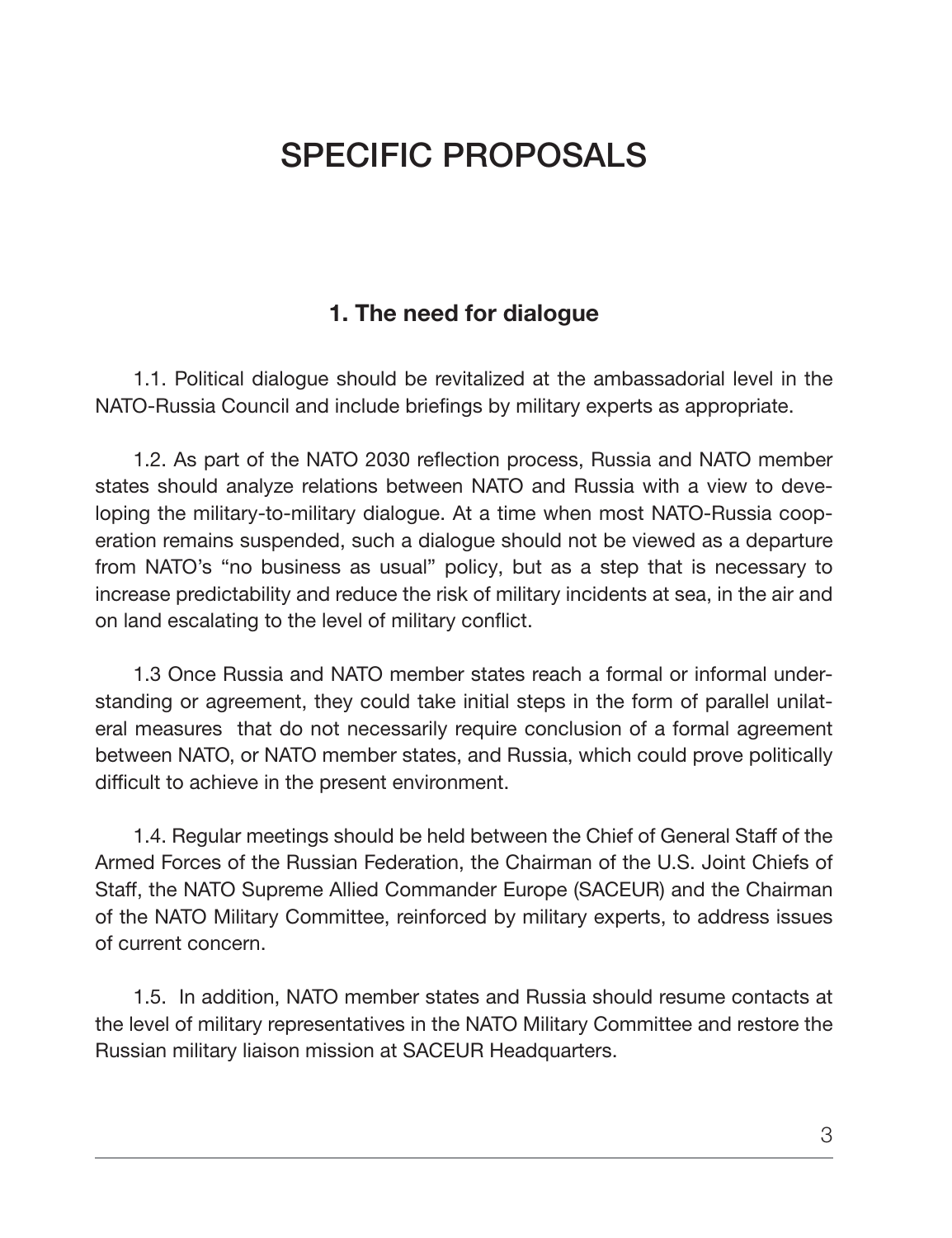# SPECIFIC PROPOSALS

## 1. The need for dialogue

1.1. Political dialogue should be revitalized at the ambassadorial level in the NATO-Russia Council and include briefings by military experts as appropriate.

1.2. As part of the NATO 2030 reflection process, Russia and NATO member states should analyze relations between NATO and Russia with a view to developing the military-to-military dialogue. At a time when most NATO-Russia cooperation remains suspended, such a dialogue should not be viewed as a departure from NATO's "no business as usual" policy, but as a step that is necessary to increase predictability and reduce the risk of military incidents at sea, in the air and on land escalating to the level of military conflict.

1.3 Once Russia and NATO member states reach a formal or informal understanding or agreement, they could take initial steps in the form of parallel unilateral measures that do not necessarily require conclusion of a formal agreement between NATO, or NATO member states, and Russia, which could prove politically difficult to achieve in the present environment.

1.4. Regular meetings should be held between the Chief of General Staff of the Armed Forces of the Russian Federation, the Chairman of the U.S. Joint Chiefs of Staff, the NATO Supreme Allied Commander Europe (SACEUR) and the Chairman of the NATO Military Committee, reinforced by military experts, to address issues of current concern.

1.5. In addition, NATO member states and Russia should resume contacts at the level of military representatives in the NATO Military Committee and restore the Russian military liaison mission at SACEUR Headquarters.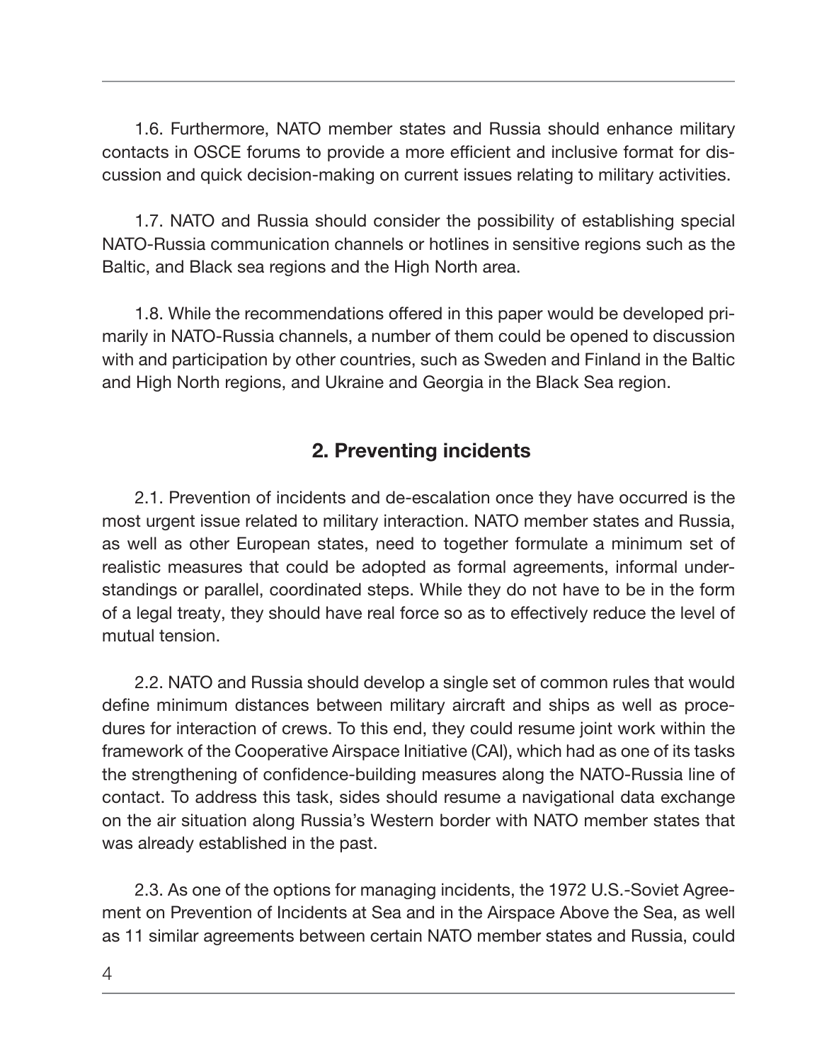1.6. Furthermore, NATO member states and Russia should enhance military contacts in OSCE forums to provide a more efficient and inclusive format for discussion and quick decision-making on current issues relating to military activities.

1.7. NATO and Russia should consider the possibility of establishing special NATO-Russia communication channels or hotlines in sensitive regions such as the Baltic, and Black sea regions and the High North area.

1.8. While the recommendations offered in this paper would be developed primarily in NATO-Russia channels, a number of them could be opened to discussion with and participation by other countries, such as Sweden and Finland in the Baltic and High North regions, and Ukraine and Georgia in the Black Sea region.

## 2. Preventing incidents

2.1. Prevention of incidents and de-escalation once they have occurred is the most urgent issue related to military interaction. NATO member states and Russia, as well as other European states, need to together formulate a minimum set of realistic measures that could be adopted as formal agreements, informal understandings or parallel, coordinated steps. While they do not have to be in the form of a legal treaty, they should have real force so as to effectively reduce the level of mutual tension.

2.2. NATO and Russia should develop a single set of common rules that would define minimum distances between military aircraft and ships as well as procedures for interaction of crews. To this end, they could resume joint work within the framework of the Cooperative Airspace Initiative (CAI), which had as one of its tasks the strengthening of confidence-building measures along the NATO-Russia line of contact. To address this task, sides should resume a navigational data exchange on the air situation along Russia's Western border with NATO member states that was already established in the past.

2.3. As one of the options for managing incidents, the 1972 U.S.-Soviet Agreement on Prevention of Incidents at Sea and in the Airspace Above the Sea, as well as 11 similar agreements between certain NATO member states and Russia, could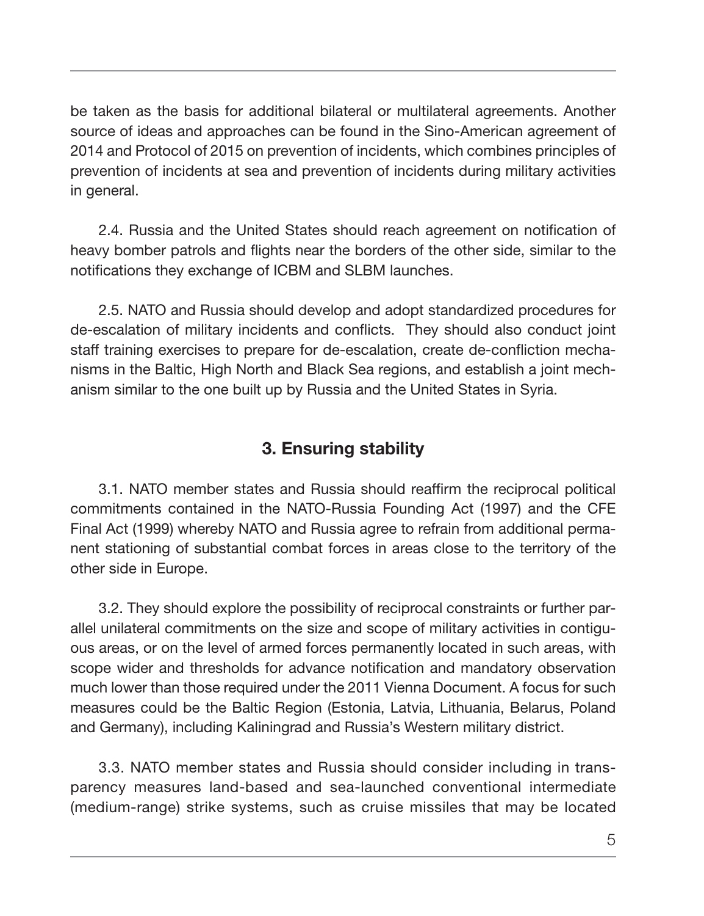be taken as the basis for additional bilateral or multilateral agreements. Another source of ideas and approaches can be found in the Sino-American agreement of 2014 and Protocol of 2015 on prevention of incidents, which combines principles of prevention of incidents at sea and prevention of incidents during military activities in general.

2.4. Russia and the United States should reach agreement on notification of heavy bomber patrols and flights near the borders of the other side, similar to the notifications they exchange of ICBM and SLBM launches.

2.5. NATO and Russia should develop and adopt standardized procedures for de-escalation of military incidents and conflicts. They should also conduct joint staff training exercises to prepare for de-escalation, create de-confliction mechanisms in the Baltic, High North and Black Sea regions, and establish a joint mechanism similar to the one built up by Russia and the United States in Syria.

## 3. Ensuring stability

3.1. NATO member states and Russia should reaffirm the reciprocal political commitments contained in the NATO-Russia Founding Act (1997) and the CFE Final Act (1999) whereby NATO and Russia agree to refrain from additional permanent stationing of substantial combat forces in areas close to the territory of the other side in Europe.

3.2. They should explore the possibility of reciprocal constraints or further parallel unilateral commitments on the size and scope of military activities in contiguous areas, or on the level of armed forces permanently located in such areas, with scope wider and thresholds for advance notification and mandatory observation much lower than those required under the 2011 Vienna Document. A focus for such measures could be the Baltic Region (Estonia, Latvia, Lithuania, Belarus, Poland and Germany), including Kaliningrad and Russia's Western military district.

3.3. NATO member states and Russia should consider including in transparency measures land-based and sea-launched conventional intermediate (medium-range) strike systems, such as cruise missiles that may be located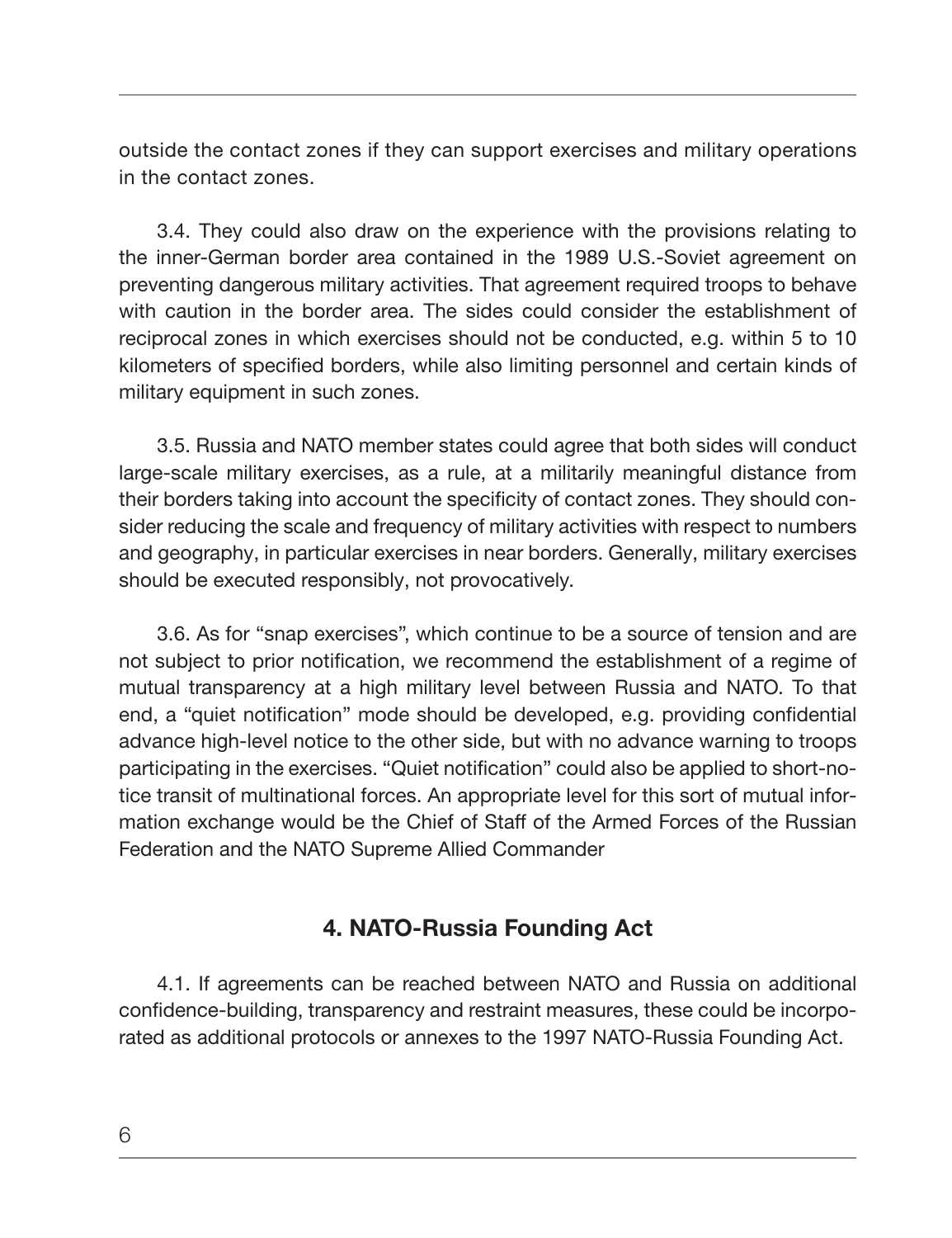outside the contact zones if they can support exercises and military operations in the contact zones.

3.4. They could also draw on the experience with the provisions relating to the inner-German border area contained in the 1989 U.S.-Soviet agreement on preventing dangerous military activities. That agreement required troops to behave with caution in the border area. The sides could consider the establishment of reciprocal zones in which exercises should not be conducted, e.g. within 5 to 10 kilometers of specified borders, while also limiting personnel and certain kinds of military equipment in such zones.

3.5. Russia and NATO member states could agree that both sides will conduct large-scale military exercises, as a rule, at a militarily meaningful distance from their borders taking into account the specificity of contact zones. They should consider reducing the scale and frequency of military activities with respect to numbers and geography, in particular exercises in near borders. Generally, military exercises should be executed responsibly, not provocatively.

3.6. As for "snap exercises", which continue to be a source of tension and are not subject to prior notification, we recommend the establishment of a regime of mutual transparency at a high military level between Russia and NATO. To that end, a "quiet notification" mode should be developed, e.g. providing confidential advance high-level notice to the other side, but with no advance warning to troops participating in the exercises. "Quiet notification" could also be applied to short-notice transit of multinational forces. An appropriate level for this sort of mutual information exchange would be the Chief of Staff of the Armed Forces of the Russian Federation and the NATO Supreme Allied Commander

## 4. NATO-Russia Founding Act

4.1. If agreements can be reached between NATO and Russia on additional confidence-building, transparency and restraint measures, these could be incorporated as additional protocols or annexes to the 1997 NATO-Russia Founding Act.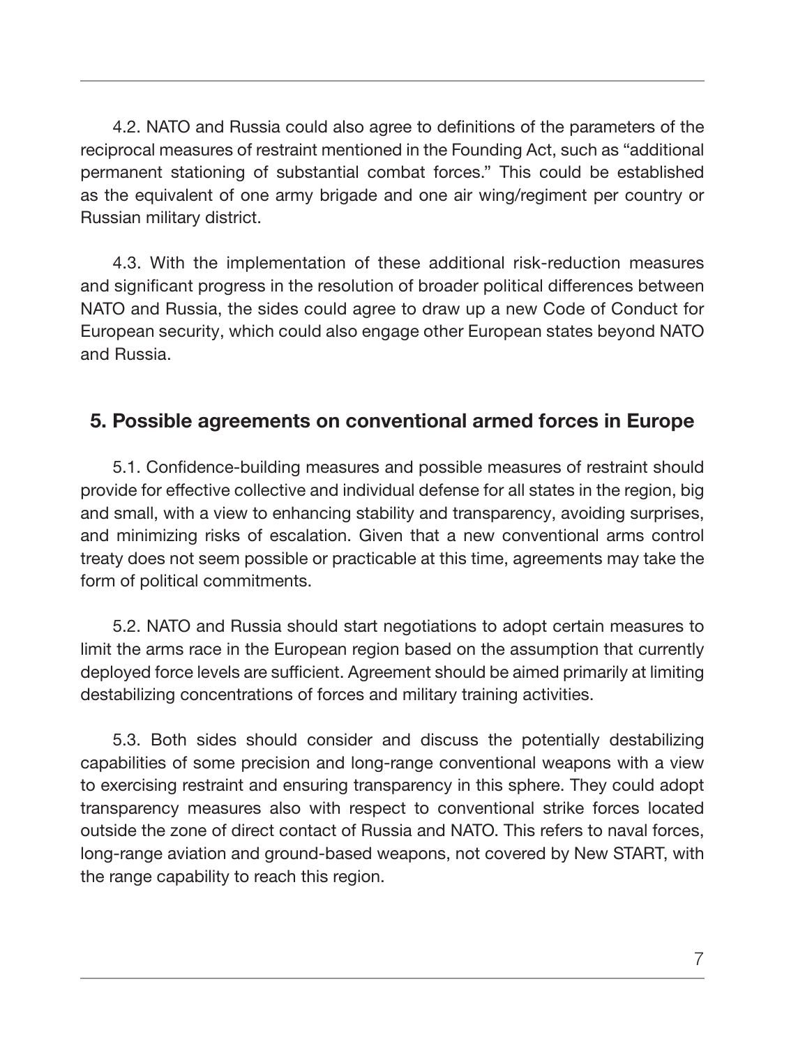4.2. NATO and Russia could also agree to definitions of the parameters of the reciprocal measures of restraint mentioned in the Founding Act, such as "additional permanent stationing of substantial combat forces." This could be established as the equivalent of one army brigade and one air wing/regiment per country or Russian military district.

4.3. With the implementation of these additional risk-reduction measures and significant progress in the resolution of broader political differences between NATO and Russia, the sides could agree to draw up a new Code of Conduct for European security, which could also engage other European states beyond NATO and Russia.

## 5. Possible agreements on conventional armed forces in Europe

5.1. Confidence-building measures and possible measures of restraint should provide for effective collective and individual defense for all states in the region, big and small, with a view to enhancing stability and transparency, avoiding surprises, and minimizing risks of escalation. Given that a new conventional arms control treaty does not seem possible or practicable at this time, agreements may take the form of political commitments.

5.2. NATO and Russia should start negotiations to adopt certain measures to limit the arms race in the European region based on the assumption that currently deployed force levels are sufficient. Agreement should be aimed primarily at limiting destabilizing concentrations of forces and military training activities.

5.3. Both sides should consider and discuss the potentially destabilizing capabilities of some precision and long-range conventional weapons with a view to exercising restraint and ensuring transparency in this sphere. They could adopt transparency measures also with respect to conventional strike forces located outside the zone of direct contact of Russia and NATO. This refers to naval forces, long-range aviation and ground-based weapons, not covered by New START, with the range capability to reach this region.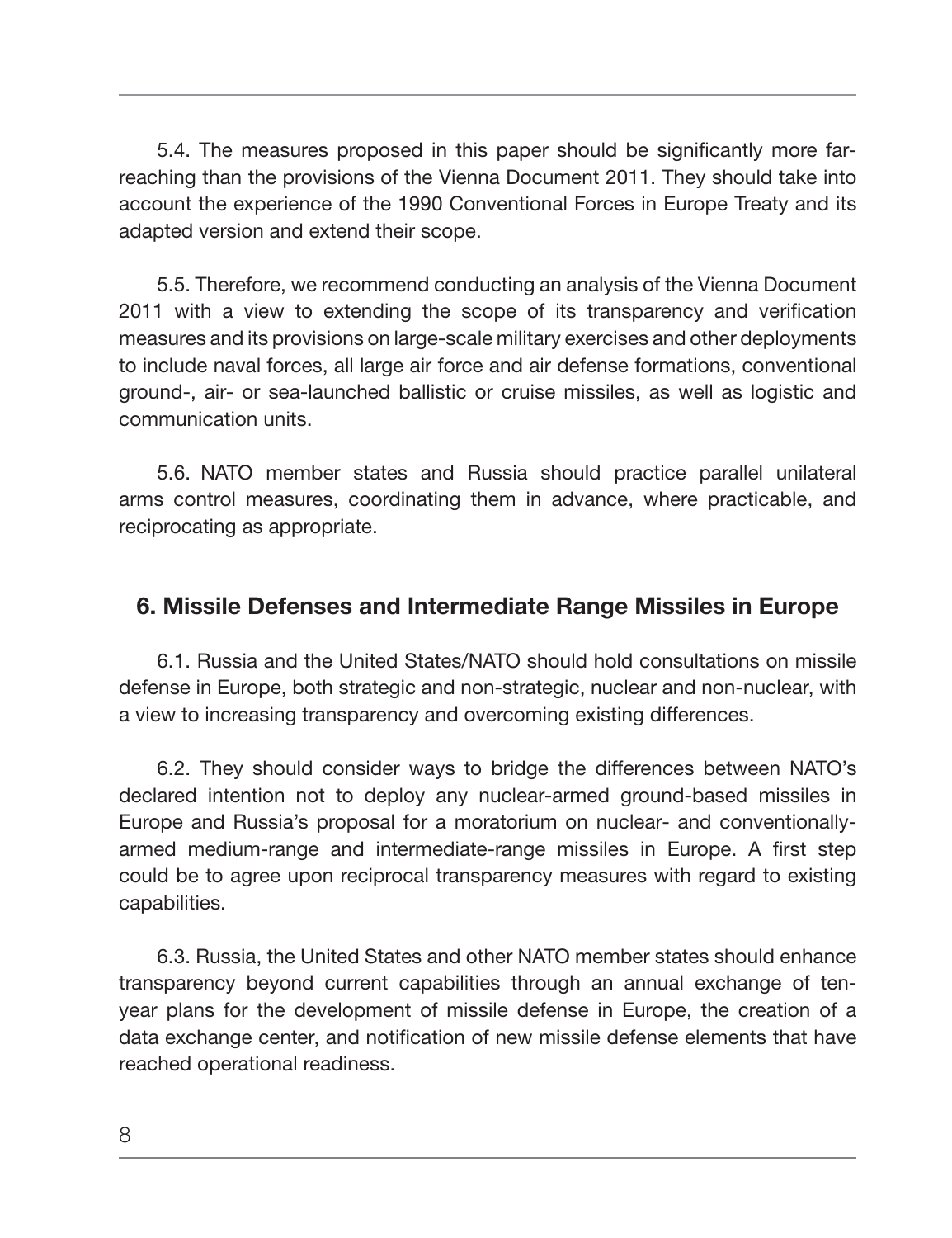5.4. The measures proposed in this paper should be significantly more far-reaching than the provisions of the Vienna Document 2011. They should take into account the experience of the 1990 Conventional Forces in Europe Treaty and its adapted version and extend their scope.

5.5. Therefore, we recommend conducting an analysis of the Vienna Document 2011 with a view to extending the scope of its transparency and verification measures and its provisions on large-scale military exercises and other deployments to include naval forces, all large air force and air defense formations, conventional ground-, air- or sea-launched ballistic or cruise missiles, as well as logistic and communication units.

5.6. NATO member states and Russia should practice parallel unilateral arms control measures, coordinating them in advance, where practicable, and reciprocating as appropriate.

## 6. Missile Defenses and Intermediate Range Missiles in Europe

6.1. Russia and the United States/NATO should hold consultations on missile defense in Europe, both strategic and non-strategic, nuclear and non-nuclear, with a view to increasing transparency and overcoming existing differences.

6.2. They should consider ways to bridge the differences between NATO's declared intention not to deploy any nuclear-armed ground-based missiles in Europe and Russia's proposal for a moratorium on nuclear- and conventionally-armed medium-range and intermediate-range missiles in Europe. A first step could be to agree upon reciprocal transparency measures with regard to existing capabilities.

6.3. Russia, the United States and other NATO member states should enhance transparency beyond current capabilities through an annual exchange of ten-year plans for the development of missile defense in Europe, the creation of a data exchange center, and notification of new missile defense elements that have reached operational readiness.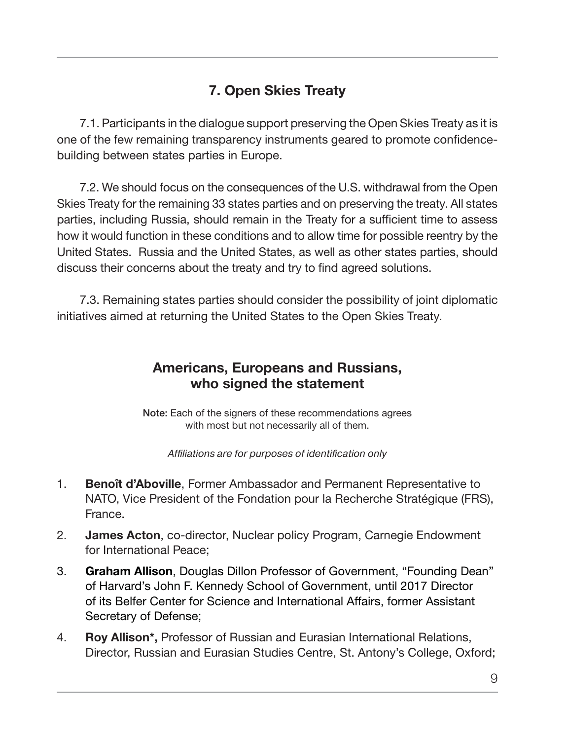## 7. Open Skies Treaty

7.1. Participants in the dialogue support preserving the Open Skies Treaty as it is one of the few remaining transparency instruments geared to promote confidence-building between states parties in Europe.

7.2. We should focus on the consequences of the U.S. withdrawal from the Open Skies Treaty for the remaining 33 states parties and on preserving the treaty. All states parties, including Russia, should remain in the Treaty for a sufficient time to assess how it would function in these conditions and to allow time for possible reentry by the United States. Russia and the United States, as well as other states parties, should discuss their concerns about the treaty and try to find agreed solutions.

7.3. Remaining states parties should consider the possibility of joint diplomatic initiatives aimed at returning the United States to the Open Skies Treaty.

## Americans, Europeans and Russians, who signed the statement

**Note:** Each of the signers of these recommendations agrees with most but not necessarily all of them.

*Affiliations are for purposes of identification only*

1. **Benoît d'Aboville**, Former Ambassador and Permanent Representative to NATO, Vice President of the Fondation pour la Recherche Stratégique (FRS), France.
2. **James Acton**, co-director, Nuclear policy Program, Carnegie Endowment for International Peace;
3. **Graham Allison**, Douglas Dillon Professor of Government, "Founding Dean" of Harvard's John F. Kennedy School of Government, until 2017 Director of its Belfer Center for Science and International Affairs, former Assistant Secretary of Defense;
4. **Roy Allison*,** Professor of Russian and Eurasian International Relations, Director, Russian and Eurasian Studies Centre, St. Antony's College, Oxford;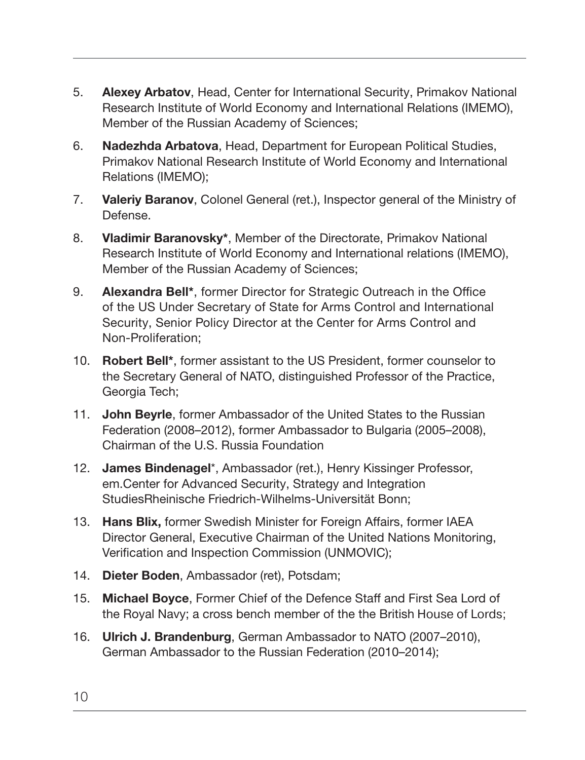5. **Alexey Arbatov**, Head, Center for International Security, Primakov National Research Institute of World Economy and International Relations (IMEMO), Member of the Russian Academy of Sciences;
6. **Nadezhda Arbatova**, Head, Department for European Political Studies, Primakov National Research Institute of World Economy and International Relations (IMEMO);
7. **Valeriy Baranov**, Colonel General (ret.), Inspector general of the Ministry of Defense.
8. **Vladimir Baranovsky***, Member of the Directorate, Primakov National Research Institute of World Economy and International relations (IMEMO), Member of the Russian Academy of Sciences;
9. **Alexandra Bell***, former Director for Strategic Outreach in the Office of the US Under Secretary of State for Arms Control and International Security, Senior Policy Director at the Center for Arms Control and Non-Proliferation;
10. **Robert Bell***, former assistant to the US President, former counselor to the Secretary General of NATO, distinguished Professor of the Practice, Georgia Tech;
11. **John Beyrle**, former Ambassador of the United States to the Russian Federation (2008–2012), former Ambassador to Bulgaria (2005–2008), Chairman of the U.S. Russia Foundation
12. **James Bindenagel***, Ambassador (ret.), Henry Kissinger Professor, em.Center for Advanced Security, Strategy and Integration StudiesRheinische Friedrich-Wilhelms-Universität Bonn;
13. **Hans Blix,** former Swedish Minister for Foreign Affairs, former IAEA Director General, Executive Chairman of the United Nations Monitoring, Verification and Inspection Commission (UNMOVIC);
14. **Dieter Boden**, Ambassador (ret), Potsdam;
15. **Michael Boyce**, Former Chief of the Defence Staff and First Sea Lord of the Royal Navy; a cross bench member of the the British House of Lords;
16. **Ulrich J. Brandenburg**, German Ambassador to NATO (2007–2010), German Ambassador to the Russian Federation (2010–2014);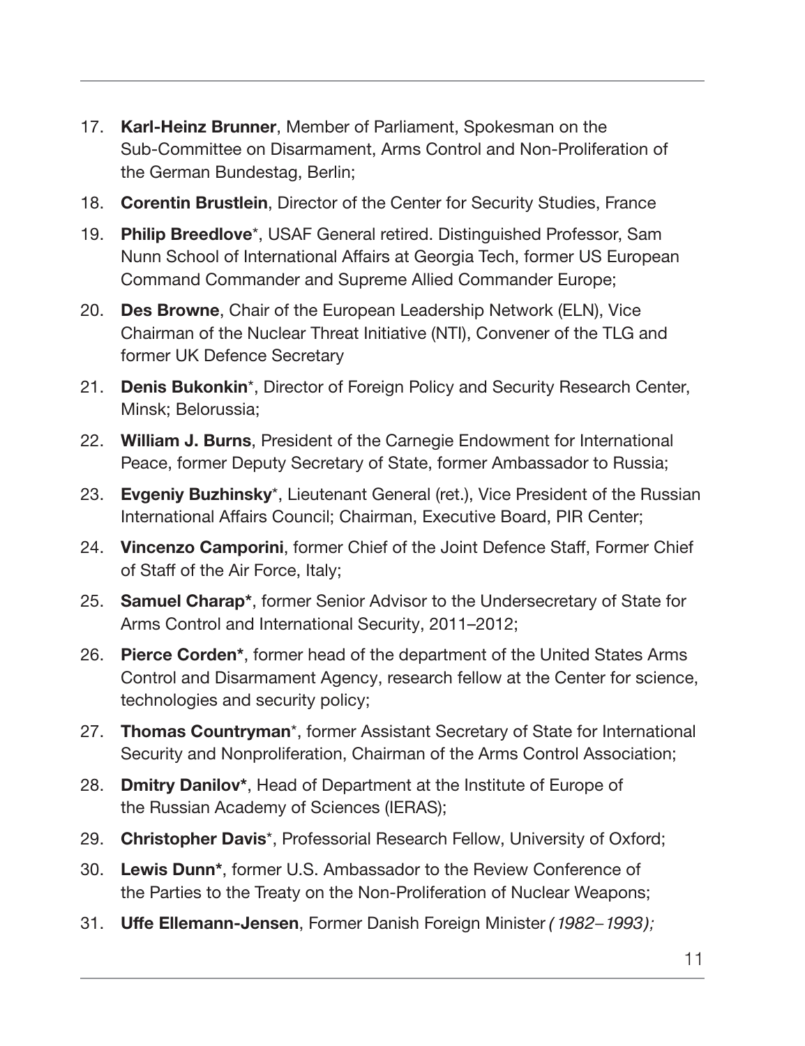17. **Karl-Heinz Brunner**, Member of Parliament, Spokesman on the Sub-Committee on Disarmament, Arms Control and Non-Proliferation of the German Bundestag, Berlin;
18. **Corentin Brustlein**, Director of the Center for Security Studies, France
19. **Philip Breedlove***, USAF General retired. Distinguished Professor, Sam Nunn School of International Affairs at Georgia Tech, former US European Command Commander and Supreme Allied Commander Europe;
20. **Des Browne**, Chair of the European Leadership Network (ELN), Vice Chairman of the Nuclear Threat Initiative (NTI), Convener of the TLG and former UK Defence Secretary
21. **Denis Bukonkin***, Director of Foreign Policy and Security Research Center, Minsk; Belorussia;
22. **William J. Burns**, President of the Carnegie Endowment for International Peace, former Deputy Secretary of State, former Ambassador to Russia;
23. **Evgeniy Buzhinsky***, Lieutenant General (ret.), Vice President of the Russian International Affairs Council; Chairman, Executive Board, PIR Center;
24. **Vincenzo Camporini**, former Chief of the Joint Defence Staff, Former Chief of Staff of the Air Force, Italy;
25. **Samuel Charap***, former Senior Advisor to the Undersecretary of State for Arms Control and International Security, 2011–2012;
26. **Pierce Corden***, former head of the department of the United States Arms Control and Disarmament Agency, research fellow at the Center for science, technologies and security policy;
27. **Thomas Countryman***, former Assistant Secretary of State for International Security and Nonproliferation, Chairman of the Arms Control Association;
28. **Dmitry Danilov***, Head of Department at the Institute of Europe of the Russian Academy of Sciences (IERAS);
29. **Christopher Davis***, Professorial Research Fellow, University of Oxford;
30. **Lewis Dunn***, former U.S. Ambassador to the Review Conference of the Parties to the Treaty on the Non-Proliferation of Nuclear Weapons;
31. **Uffe Ellemann-Jensen**, Former Danish Foreign Minister *(1982–1993);*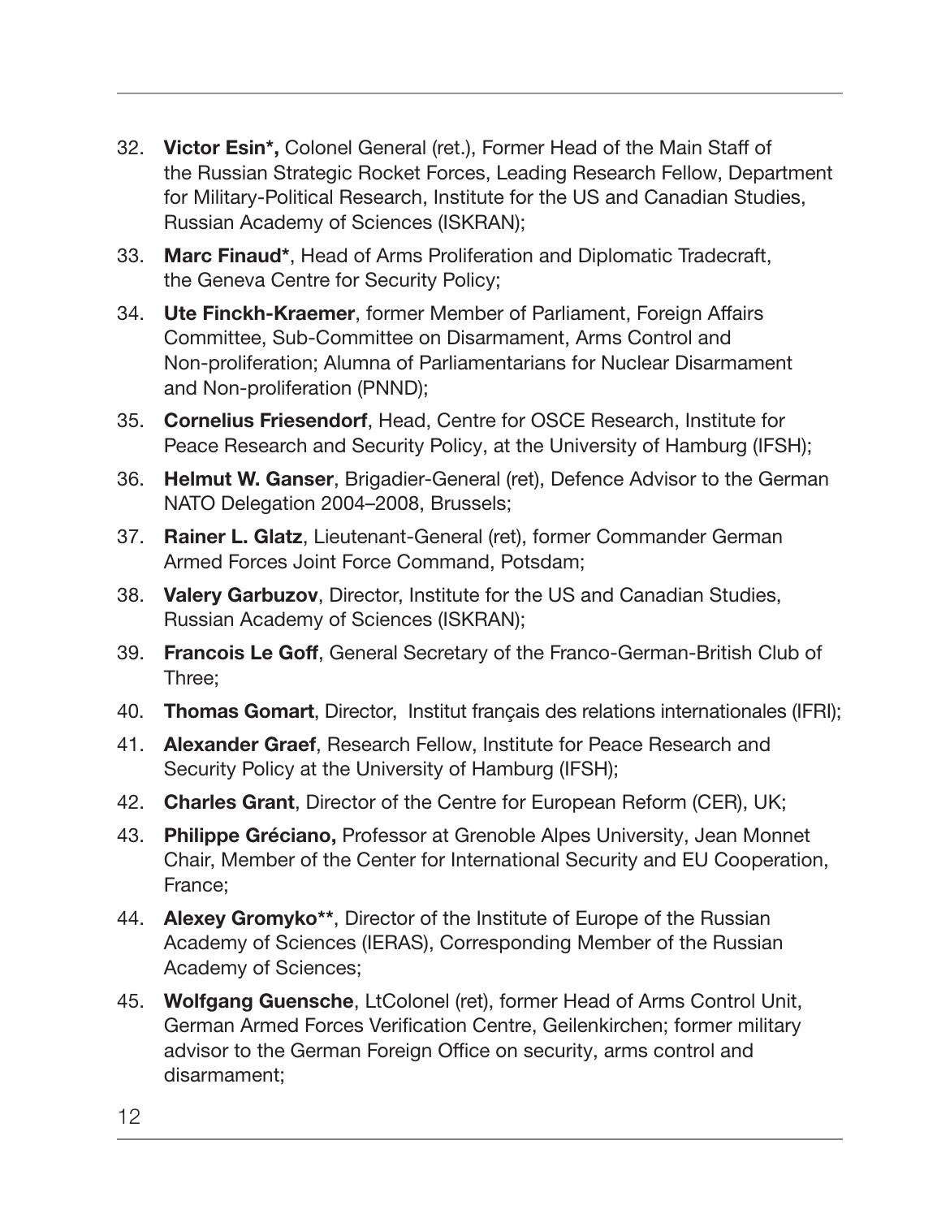32. **Victor Esin*,** Colonel General (ret.), Former Head of the Main Staff of the Russian Strategic Rocket Forces, Leading Research Fellow, Department for Military-Political Research, Institute for the US and Canadian Studies, Russian Academy of Sciences (ISKRAN);
33. **Marc Finaud***, Head of Arms Proliferation and Diplomatic Tradecraft, the Geneva Centre for Security Policy;
34. **Ute Finckh-Kraemer**, former Member of Parliament, Foreign Affairs Committee, Sub-Committee on Disarmament, Arms Control and Non-proliferation; Alumna of Parliamentarians for Nuclear Disarmament and Non-proliferation (PNND);
35. **Cornelius Friesendorf**, Head, Centre for OSCE Research, Institute for Peace Research and Security Policy, at the University of Hamburg (IFSH);
36. **Helmut W. Ganser**, Brigadier-General (ret), Defence Advisor to the German NATO Delegation 2004–2008, Brussels;
37. **Rainer L. Glatz**, Lieutenant-General (ret), former Commander German Armed Forces Joint Force Command, Potsdam;
38. **Valery Garbuzov**, Director, Institute for the US and Canadian Studies, Russian Academy of Sciences (ISKRAN);
39. **Francois Le Goff**, General Secretary of the Franco-German-British Club of Three;
40. **Thomas Gomart**, Director, Institut français des relations internationales (IFRI);
41. **Alexander Graef**, Research Fellow, Institute for Peace Research and Security Policy at the University of Hamburg (IFSH);
42. **Charles Grant**, Director of the Centre for European Reform (CER), UK;
43. **Philippe Gréciano,** Professor at Grenoble Alpes University, Jean Monnet Chair, Member of the Center for International Security and EU Cooperation, France;
44. **Alexey Gromyko****, Director of the Institute of Europe of the Russian Academy of Sciences (IERAS), Corresponding Member of the Russian Academy of Sciences;
45. **Wolfgang Guensche**, LtColonel (ret), former Head of Arms Control Unit, German Armed Forces Verification Centre, Geilenkirchen; former military advisor to the German Foreign Office on security, arms control and disarmament;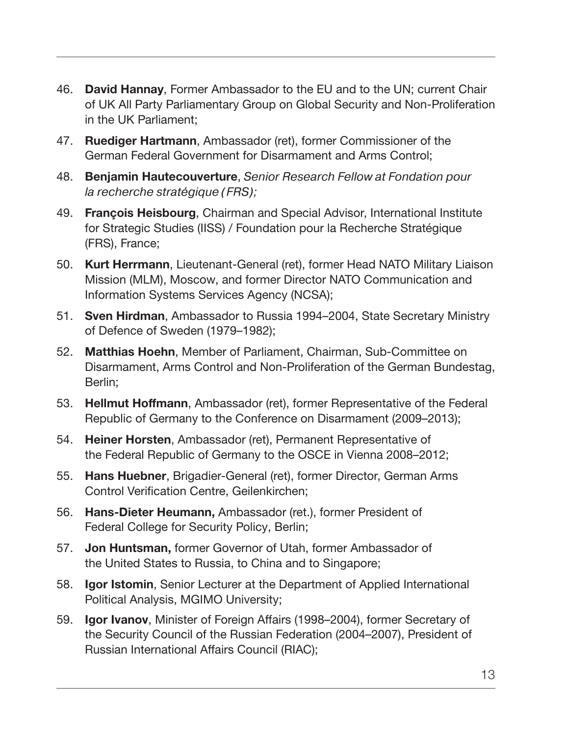46. **David Hannay**, Former Ambassador to the EU and to the UN; current Chair of UK All Party Parliamentary Group on Global Security and Non-Proliferation in the UK Parliament;
47. **Ruediger Hartmann**, Ambassador (ret), former Commissioner of the German Federal Government for Disarmament and Arms Control;
48. **Benjamin Hautecouverture**, *Senior Research Fellow at Fondation pour la recherche stratégique (FRS);*
49. **François Heisbourg**, Chairman and Special Advisor, International Institute for Strategic Studies (IISS) / Foundation pour la Recherche Stratégique (FRS), France;
50. **Kurt Herrmann**, Lieutenant-General (ret), former Head NATO Military Liaison Mission (MLM), Moscow, and former Director NATO Communication and Information Systems Services Agency (NCSA);
51. **Sven Hirdman**, Ambassador to Russia 1994–2004, State Secretary Ministry of Defence of Sweden (1979–1982);
52. **Matthias Hoehn**, Member of Parliament, Chairman, Sub-Committee on Disarmament, Arms Control and Non-Proliferation of the German Bundestag, Berlin;
53. **Hellmut Hoffmann**, Ambassador (ret), former Representative of the Federal Republic of Germany to the Conference on Disarmament (2009–2013);
54. **Heiner Horsten**, Ambassador (ret), Permanent Representative of the Federal Republic of Germany to the OSCE in Vienna 2008–2012;
55. **Hans Huebner**, Brigadier-General (ret), former Director, German Arms Control Verification Centre, Geilenkirchen;
56. **Hans-Dieter Heumann,** Ambassador (ret.), former President of Federal College for Security Policy, Berlin;
57. **Jon Huntsman,** former Governor of Utah, former Ambassador of the United States to Russia, to China and to Singapore;
58. **Igor Istomin**, Senior Lecturer at the Department of Applied International Political Analysis, MGIMO University;
59. **Igor Ivanov**, Minister of Foreign Affairs (1998–2004), former Secretary of the Security Council of the Russian Federation (2004–2007), President of Russian International Affairs Council (RIAC);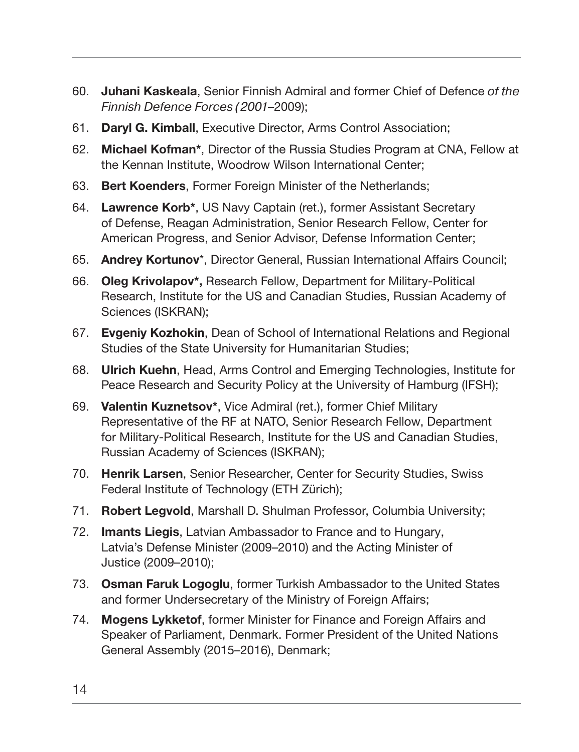60. **Juhani Kaskeala**, Senior Finnish Admiral and former Chief of Defence *of the Finnish Defence Forces (2001*–2009);
61. **Daryl G. Kimball**, Executive Director, Arms Control Association;
62. **Michael Kofman***, Director of the Russia Studies Program at CNA, Fellow at the Kennan Institute, Woodrow Wilson International Center;
63. **Bert Koenders**, Former Foreign Minister of the Netherlands;
64. **Lawrence Korb***, US Navy Captain (ret.), former Assistant Secretary of Defense, Reagan Administration, Senior Research Fellow, Center for American Progress, and Senior Advisor, Defense Information Center;
65. **Andrey Kortunov***, Director General, Russian International Affairs Council;
66. **Oleg Krivolapov*,** Research Fellow, Department for Military-Political Research, Institute for the US and Canadian Studies, Russian Academy of Sciences (ISKRAN);
67. **Evgeniy Kozhokin**, Dean of School of International Relations and Regional Studies of the State University for Humanitarian Studies;
68. **Ulrich Kuehn**, Head, Arms Control and Emerging Technologies, Institute for Peace Research and Security Policy at the University of Hamburg (IFSH);
69. **Valentin Kuznetsov***, Vice Admiral (ret.), former Chief Military Representative of the RF at NATO, Senior Research Fellow, Department for Military-Political Research, Institute for the US and Canadian Studies, Russian Academy of Sciences (ISKRAN);
70. **Henrik Larsen**, Senior Researcher, Center for Security Studies, Swiss Federal Institute of Technology (ETH Zürich);
71. **Robert Legvold**, Marshall D. Shulman Professor, Columbia University;
72. **Imants Liegis**, Latvian Ambassador to France and to Hungary, Latvia's Defense Minister (2009–2010) and the Acting Minister of Justice (2009–2010);
73. **Osman Faruk Logoglu**, former Turkish Ambassador to the United States and former Undersecretary of the Ministry of Foreign Affairs;
74. **Mogens Lykketof**, former Minister for Finance and Foreign Affairs and Speaker of Parliament, Denmark. Former President of the United Nations General Assembly (2015–2016), Denmark;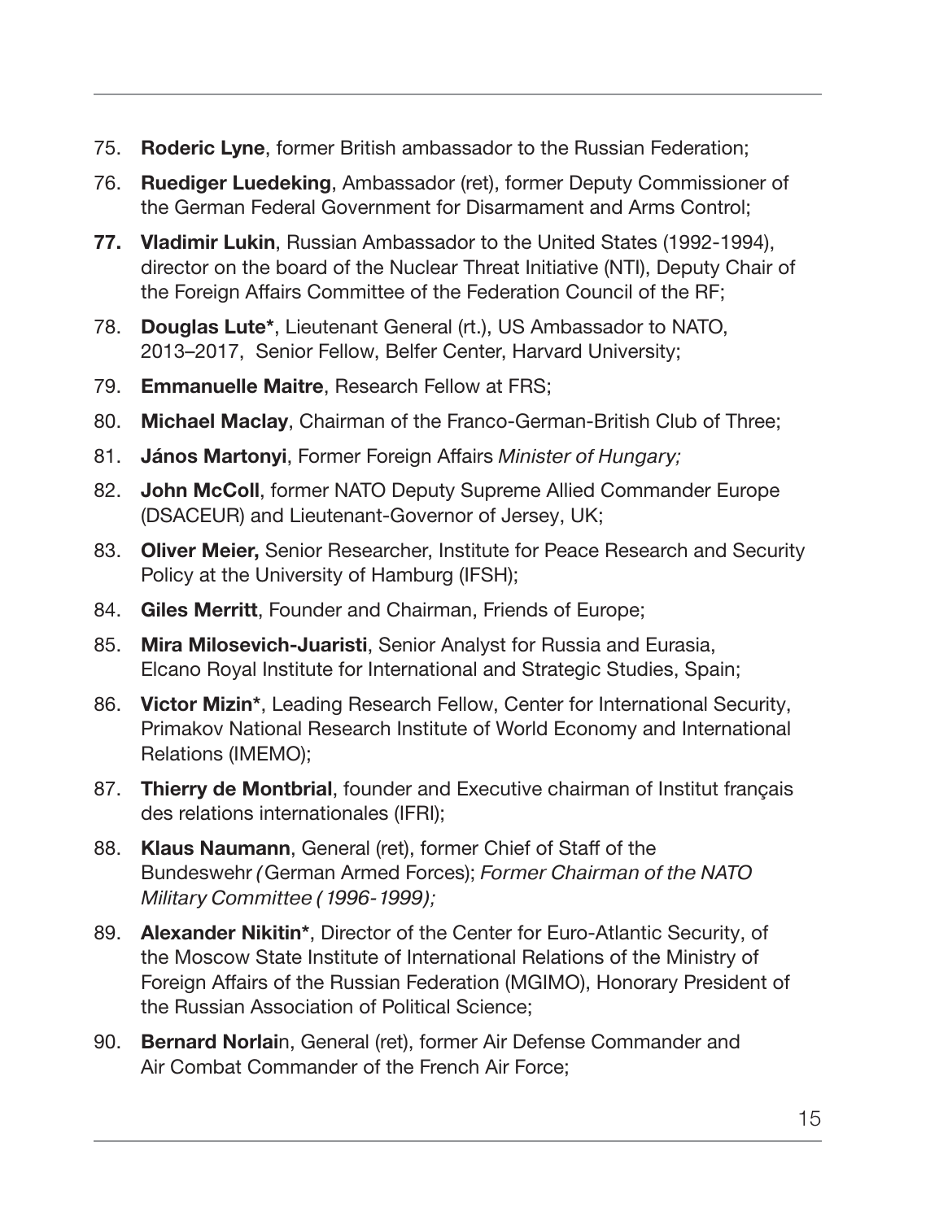75. **Roderic Lyne**, former British ambassador to the Russian Federation;
76. **Ruediger Luedeking**, Ambassador (ret), former Deputy Commissioner of the German Federal Government for Disarmament and Arms Control;
77. **Vladimir Lukin**, Russian Ambassador to the United States (1992-1994), director on the board of the Nuclear Threat Initiative (NTI), Deputy Chair of the Foreign Affairs Committee of the Federation Council of the RF;
78. **Douglas Lute***, Lieutenant General (rt.), US Ambassador to NATO, 2013–2017, Senior Fellow, Belfer Center, Harvard University;
79. **Emmanuelle Maitre**, Research Fellow at FRS;
80. **Michael Maclay**, Chairman of the Franco-German-British Club of Three;
81. **János Martonyi**, Former Foreign Affairs *Minister of Hungary;*
82. **John McColl**, former NATO Deputy Supreme Allied Commander Europe (DSACEUR) and Lieutenant-Governor of Jersey, UK;
83. **Oliver Meier,** Senior Researcher, Institute for Peace Research and Security Policy at the University of Hamburg (IFSH);
84. **Giles Merritt**, Founder and Chairman, Friends of Europe;
85. **Mira Milosevich-Juaristi**, Senior Analyst for Russia and Eurasia, Elcano Royal Institute for International and Strategic Studies, Spain;
86. **Victor Mizin***, Leading Research Fellow, Center for International Security, Primakov National Research Institute of World Economy and International Relations (IMEMO);
87. **Thierry de Montbrial**, founder and Executive chairman of Institut français des relations internationales (IFRI);
88. **Klaus Naumann**, General (ret), former Chief of Staff of the Bundeswehr *(*German Armed Forces); *Former Chairman of the NATO Military Committee (1996-1999);*
89. **Alexander Nikitin***, Director of the Center for Euro-Atlantic Security, of the Moscow State Institute of International Relations of the Ministry of Foreign Affairs of the Russian Federation (MGIMO), Honorary President of the Russian Association of Political Science;
90. **Bernard Norlain**, General (ret), former Air Defense Commander and Air Combat Commander of the French Air Force;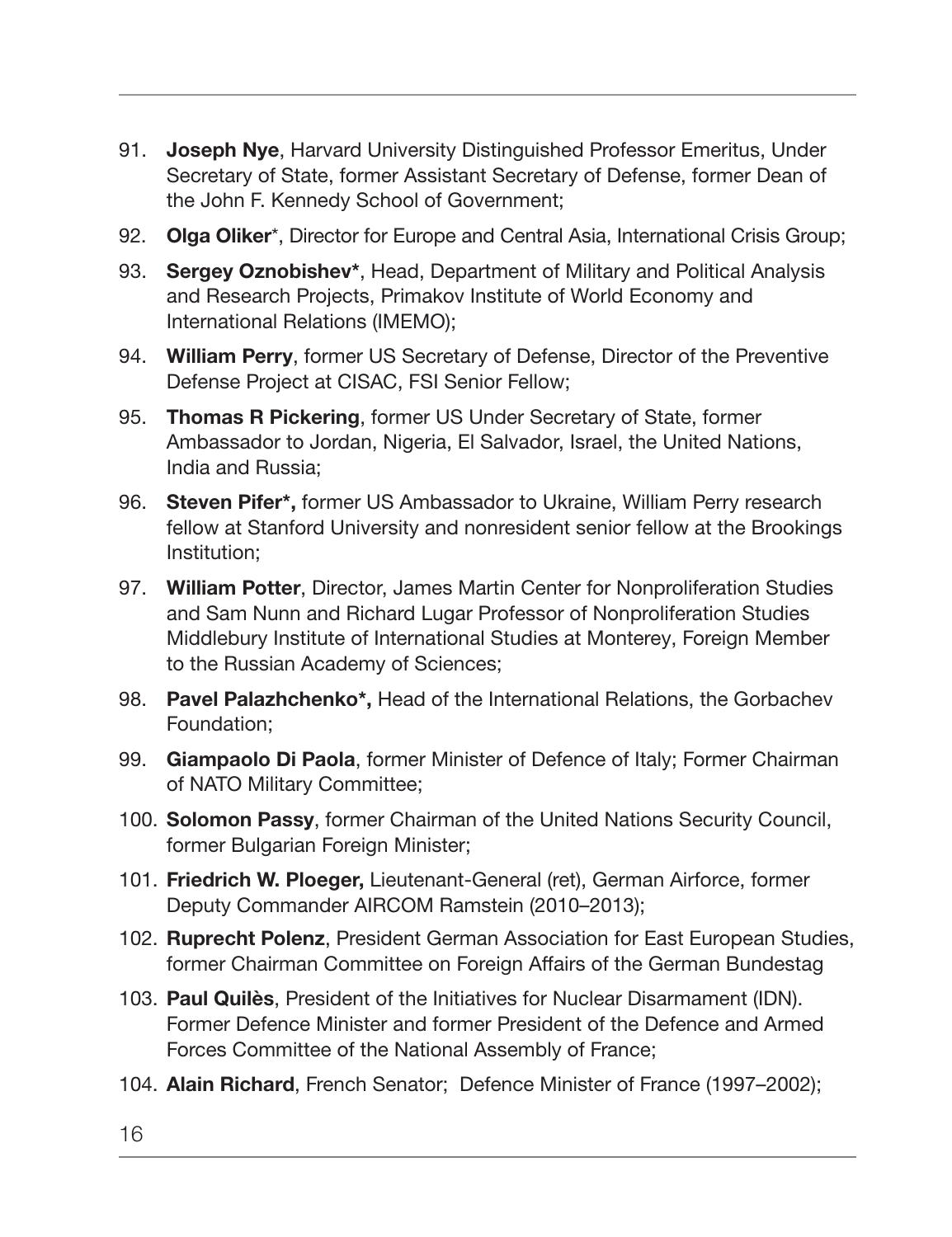91. **Joseph Nye**, Harvard University Distinguished Professor Emeritus, Under Secretary of State, former Assistant Secretary of Defense, former Dean of the John F. Kennedy School of Government;
92. **Olga Oliker***, Director for Europe and Central Asia, International Crisis Group;
93. **Sergey Oznobishev***, Head, Department of Military and Political Analysis and Research Projects, Primakov Institute of World Economy and International Relations (IMEMO);
94. **William Perry**, former US Secretary of Defense, Director of the Preventive Defense Project at CISAC, FSI Senior Fellow;
95. **Thomas R Pickering**, former US Under Secretary of State, former Ambassador to Jordan, Nigeria, El Salvador, Israel, the United Nations, India and Russia;
96. **Steven Pifer*,** former US Ambassador to Ukraine, William Perry research fellow at Stanford University and nonresident senior fellow at the Brookings Institution;
97. **William Potter**, Director, James Martin Center for Nonproliferation Studies and Sam Nunn and Richard Lugar Professor of Nonproliferation Studies Middlebury Institute of International Studies at Monterey, Foreign Member to the Russian Academy of Sciences;
98. **Pavel Palazhchenko*,** Head of the International Relations, the Gorbachev Foundation;
99. **Giampaolo Di Paola**, former Minister of Defence of Italy; Former Chairman of NATO Military Committee;
100. **Solomon Passy**, former Chairman of the United Nations Security Council, former Bulgarian Foreign Minister;
101. **Friedrich W. Ploeger,** Lieutenant-General (ret), German Airforce, former Deputy Commander AIRCOM Ramstein (2010–2013);
102. **Ruprecht Polenz**, President German Association for East European Studies, former Chairman Committee on Foreign Affairs of the German Bundestag
103. **Paul Quilès**, President of the Initiatives for Nuclear Disarmament (IDN). Former Defence Minister and former President of the Defence and Armed Forces Committee of the National Assembly of France;
104. **Alain Richard**, French Senator; Defence Minister of France (1997–2002);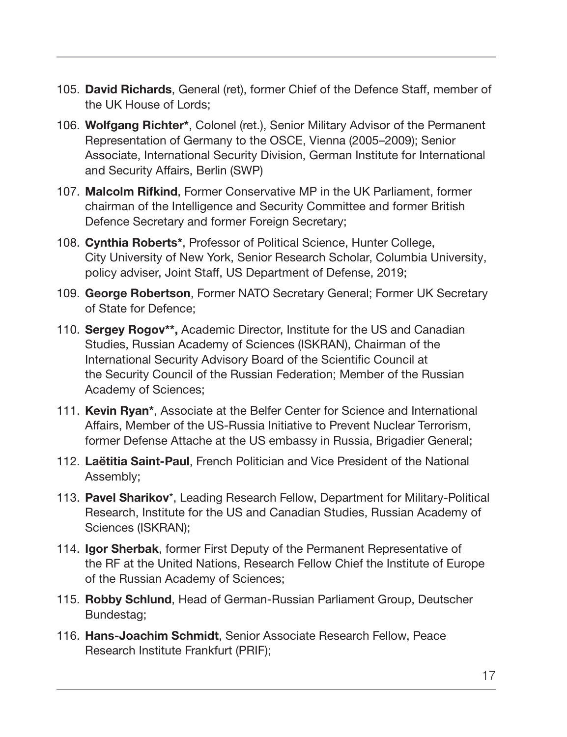105. **David Richards**, General (ret), former Chief of the Defence Staff, member of the UK House of Lords;
106. **Wolfgang Richter***, Colonel (ret.), Senior Military Advisor of the Permanent Representation of Germany to the OSCE, Vienna (2005–2009); Senior Associate, International Security Division, German Institute for International and Security Affairs, Berlin (SWP)
107. **Malcolm Rifkind**, Former Conservative MP in the UK Parliament, former chairman of the Intelligence and Security Committee and former British Defence Secretary and former Foreign Secretary;
108. **Cynthia Roberts***, Professor of Political Science, Hunter College, City University of New York, Senior Research Scholar, Columbia University, policy adviser, Joint Staff, US Department of Defense, 2019;
109. **George Robertson**, Former NATO Secretary General; Former UK Secretary of State for Defence;
110. **Sergey Rogov**\*\*, Academic Director, Institute for the US and Canadian Studies, Russian Academy of Sciences (ISKRAN), Chairman of the International Security Advisory Board of the Scientific Council at the Security Council of the Russian Federation; Member of the Russian Academy of Sciences;
111. **Kevin Ryan***, Associate at the Belfer Center for Science and International Affairs, Member of the US-Russia Initiative to Prevent Nuclear Terrorism, former Defense Attache at the US embassy in Russia, Brigadier General;
112. **Laëtitia Saint-Paul**, French Politician and Vice President of the National Assembly;
113. **Pavel Sharikov***, Leading Research Fellow, Department for Military-Political Research, Institute for the US and Canadian Studies, Russian Academy of Sciences (ISKRAN);
114. **Igor Sherbak**, former First Deputy of the Permanent Representative of the RF at the United Nations, Research Fellow Chief the Institute of Europe of the Russian Academy of Sciences;
115. **Robby Schlund**, Head of German-Russian Parliament Group, Deutscher Bundestag;
116. **Hans-Joachim Schmidt**, Senior Associate Research Fellow, Peace Research Institute Frankfurt (PRIF);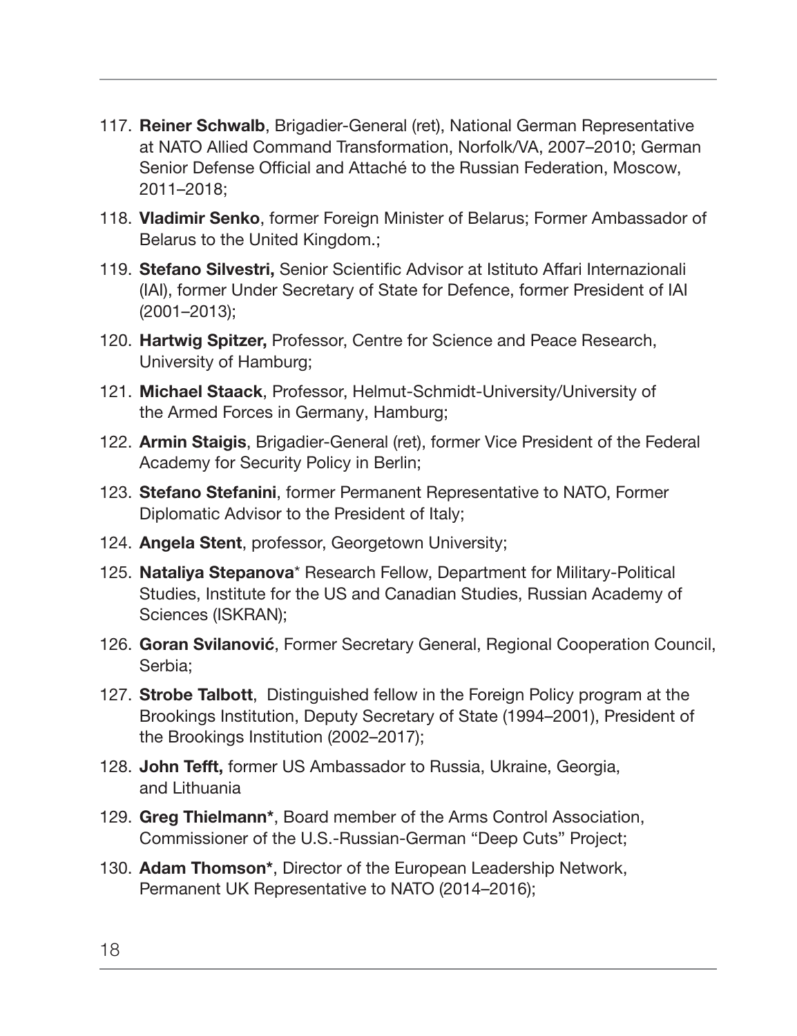117. **Reiner Schwalb**, Brigadier-General (ret), National German Representative at NATO Allied Command Transformation, Norfolk/VA, 2007–2010; German Senior Defense Official and Attaché to the Russian Federation, Moscow, 2011–2018;
118. **Vladimir Senko**, former Foreign Minister of Belarus; Former Ambassador of Belarus to the United Kingdom.;
119. **Stefano Silvestri,** Senior Scientific Advisor at Istituto Affari Internazionali (IAI), former Under Secretary of State for Defence, former President of IAI (2001–2013);
120. **Hartwig Spitzer,** Professor, Centre for Science and Peace Research, University of Hamburg;
121. **Michael Staack**, Professor, Helmut-Schmidt-University/University of the Armed Forces in Germany, Hamburg;
122. **Armin Staigis**, Brigadier-General (ret), former Vice President of the Federal Academy for Security Policy in Berlin;
123. **Stefano Stefanini**, former Permanent Representative to NATO, Former Diplomatic Advisor to the President of Italy;
124. **Angela Stent**, professor, Georgetown University;
125. **Nataliya Stepanova*** Research Fellow, Department for Military-Political Studies, Institute for the US and Canadian Studies, Russian Academy of Sciences (ISKRAN);
126. **Goran Svilanović**, Former Secretary General, Regional Cooperation Council, Serbia;
127. **Strobe Talbott**, Distinguished fellow in the Foreign Policy program at the Brookings Institution, Deputy Secretary of State (1994–2001), President of the Brookings Institution (2002–2017);
128. **John Tefft,** former US Ambassador to Russia, Ukraine, Georgia, and Lithuania
129. **Greg Thielmann***, Board member of the Arms Control Association, Commissioner of the U.S.-Russian-German "Deep Cuts" Project;
130. **Adam Thomson***, Director of the European Leadership Network, Permanent UK Representative to NATO (2014–2016);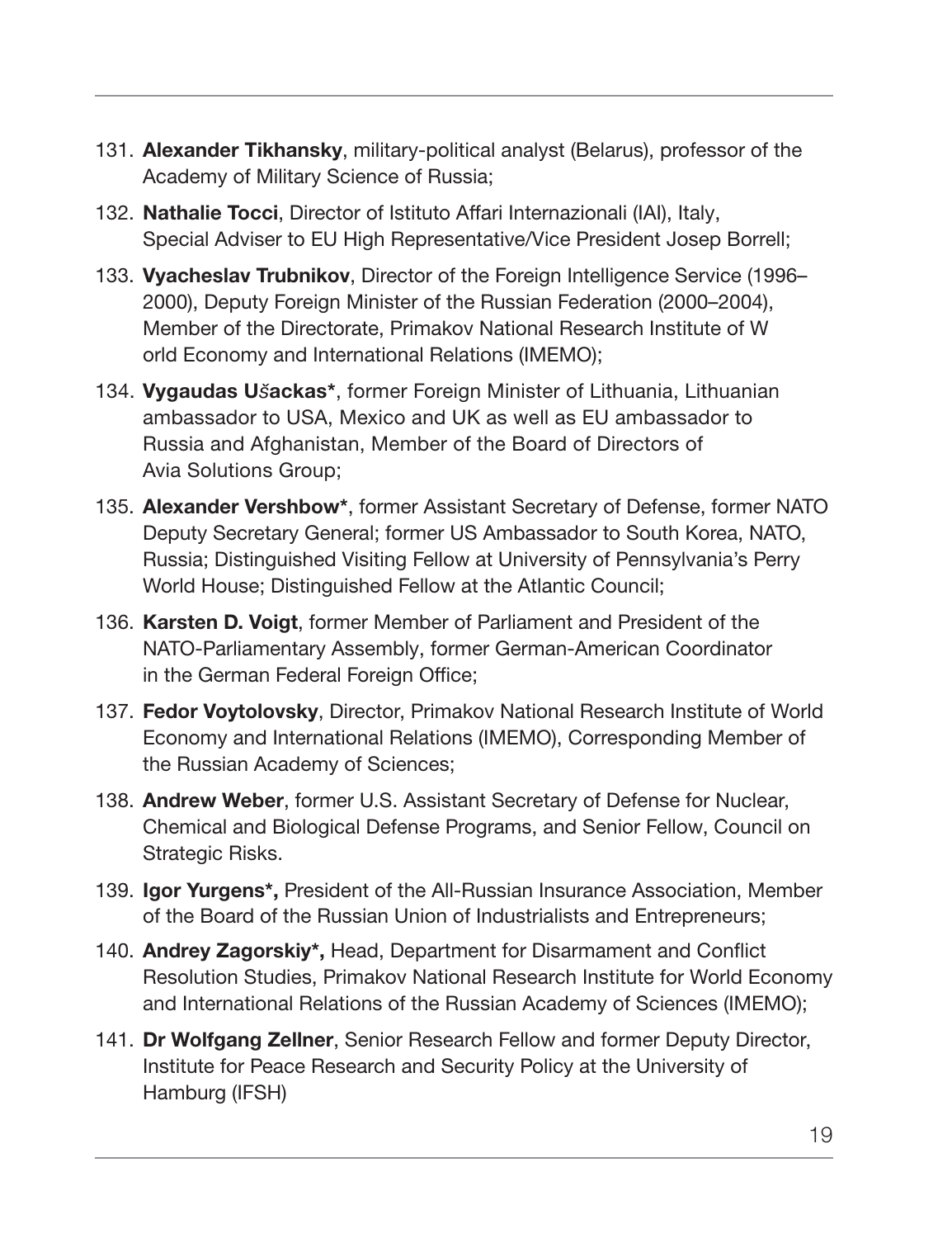131. **Alexander Tikhansky**, military-political analyst (Belarus), professor of the Academy of Military Science of Russia;
132. **Nathalie Tocci**, Director of Istituto Affari Internazionali (IAI), Italy, Special Adviser to EU High Representative/Vice President Josep Borrell;
133. **Vyacheslav Trubnikov**, Director of the Foreign Intelligence Service (1996–2000), Deputy Foreign Minister of the Russian Federation (2000–2004), Member of the Directorate, Primakov National Research Institute of W orld Economy and International Relations (IMEMO);
134. **Vygaudas Ušackas***, former Foreign Minister of Lithuania, Lithuanian ambassador to USA, Mexico and UK as well as EU ambassador to Russia and Afghanistan, Member of the Board of Directors of Avia Solutions Group;
135. **Alexander Vershbow***, former Assistant Secretary of Defense, former NATO Deputy Secretary General; former US Ambassador to South Korea, NATO, Russia; Distinguished Visiting Fellow at University of Pennsylvania's Perry World House; Distinguished Fellow at the Atlantic Council;
136. **Karsten D. Voigt**, former Member of Parliament and President of the NATO-Parliamentary Assembly, former German-American Coordinator in the German Federal Foreign Office;
137. **Fedor Voytolovsky**, Director, Primakov National Research Institute of World Economy and International Relations (IMEMO), Corresponding Member of the Russian Academy of Sciences;
138. **Andrew Weber**, former U.S. Assistant Secretary of Defense for Nuclear, Chemical and Biological Defense Programs, and Senior Fellow, Council on Strategic Risks.
139. **Igor Yurgens*,** President of the All-Russian Insurance Association, Member of the Board of the Russian Union of Industrialists and Entrepreneurs;
140. **Andrey Zagorskiy*,** Head, Department for Disarmament and Conflict Resolution Studies, Primakov National Research Institute for World Economy and International Relations of the Russian Academy of Sciences (IMEMO);
141. **Dr Wolfgang Zellner**, Senior Research Fellow and former Deputy Director, Institute for Peace Research and Security Policy at the University of Hamburg (IFSH)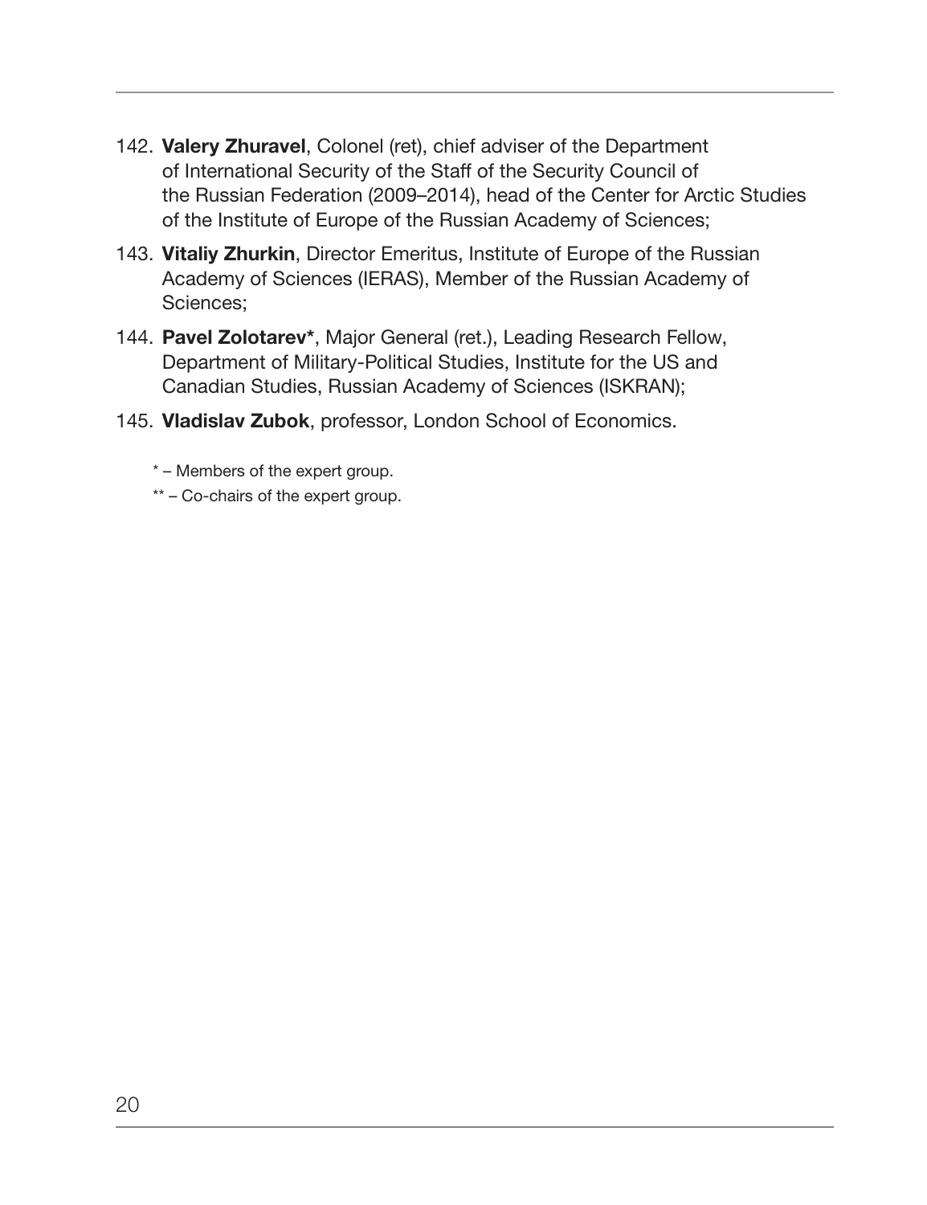142. **Valery Zhuravel**, Colonel (ret), chief adviser of the Department of International Security of the Staff of the Security Council of the Russian Federation (2009–2014), head of the Center for Arctic Studies of the Institute of Europe of the Russian Academy of Sciences;
143. **Vitaliy Zhurkin**, Director Emeritus, Institute of Europe of the Russian Academy of Sciences (IERAS), Member of the Russian Academy of Sciences;
144. **Pavel Zolotarev***, Major General (ret.), Leading Research Fellow, Department of Military-Political Studies, Institute for the US and Canadian Studies, Russian Academy of Sciences (ISKRAN);
145. **Vladislav Zubok**, professor, London School of Economics.

\* – Members of the expert group.

\*\* – Co-chairs of the expert group.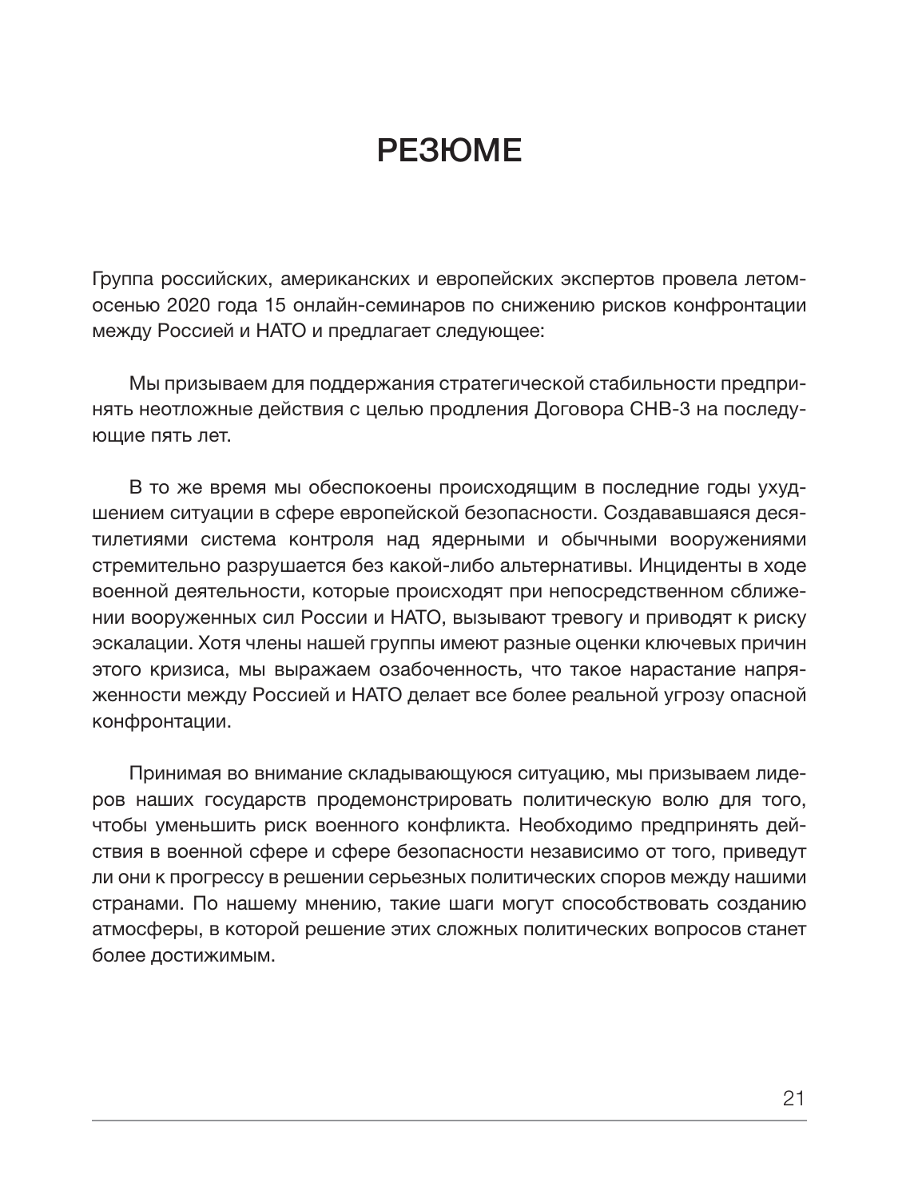# РЕЗЮМЕ

Группа российских, американских и европейских экспертов провела летом-осенью 2020 года 15 онлайн-семинаров по снижению рисков конфронтации между Россией и НАТО и предлагает следующее:

Мы призываем для поддержания стратегической стабильности предпринять неотложные действия с целью продления Договора СНВ-3 на последующие пять лет.

В то же время мы обеспокоены происходящим в последние годы ухудшением ситуации в сфере европейской безопасности. Создававшаяся десятилетиями система контроля над ядерными и обычными вооружениями стремительно разрушается без какой-либо альтернативы. Инциденты в ходе военной деятельности, которые происходят при непосредственном сближении вооруженных сил России и НАТО, вызывают тревогу и приводят к риску эскалации. Хотя члены нашей группы имеют разные оценки ключевых причин этого кризиса, мы выражаем озабоченность, что такое нарастание напряженности между Россией и НАТО делает все более реальной угрозу опасной конфронтации.

Принимая во внимание складывающуюся ситуацию, мы призываем лидеров наших государств продемонстрировать политическую волю для того, чтобы уменьшить риск военного конфликта. Необходимо предпринять действия в военной сфере и сфере безопасности независимо от того, приведут ли они к прогрессу в решении серьезных политических споров между нашими странами. По нашему мнению, такие шаги могут способствовать созданию атмосферы, в которой решение этих сложных политических вопросов станет более достижимым.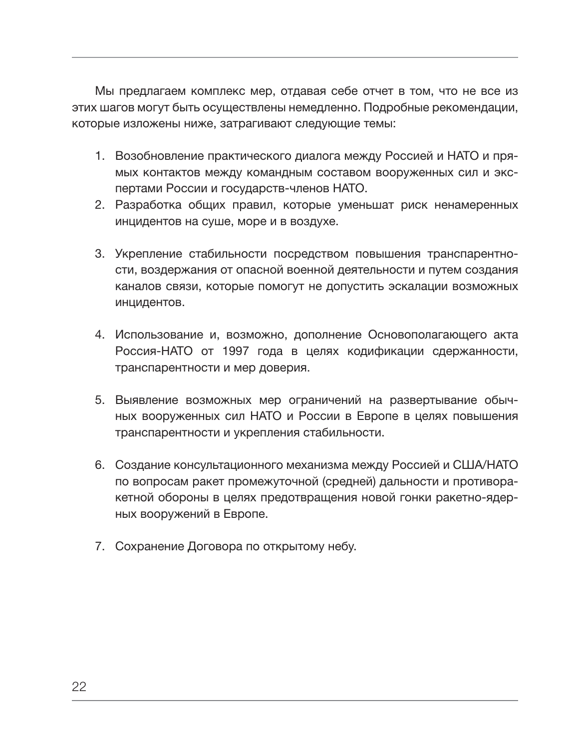Мы предлагаем комплекс мер, отдавая себе отчет в том, что не все из этих шагов могут быть осуществлены немедленно. Подробные рекомендации, которые изложены ниже, затрагивают следующие темы:

1. Возобновление практического диалога между Россией и НАТО и прямых контактов между командным составом вооруженных сил и экспертами России и государств-членов НАТО.
2. Разработка общих правил, которые уменьшат риск ненамеренных инцидентов на суше, море и в воздухе.
3. Укрепление стабильности посредством повышения транспарентности, воздержания от опасной военной деятельности и путем создания каналов связи, которые помогут не допустить эскалации возможных инцидентов.
4. Использование и, возможно, дополнение Основополагающего акта Россия-НАТО от 1997 года в целях кодификации сдержанности, транспарентности и мер доверия.
5. Выявление возможных мер ограничений на развертывание обычных вооруженных сил НАТО и России в Европе в целях повышения транспарентности и укрепления стабильности.
6. Создание консультационного механизма между Россией и США/НАТО по вопросам ракет промежуточной (средней) дальности и противоракетной обороны в целях предотвращения новой гонки ракетно-ядерных вооружений в Европе.
7. Сохранение Договора по открытому небу.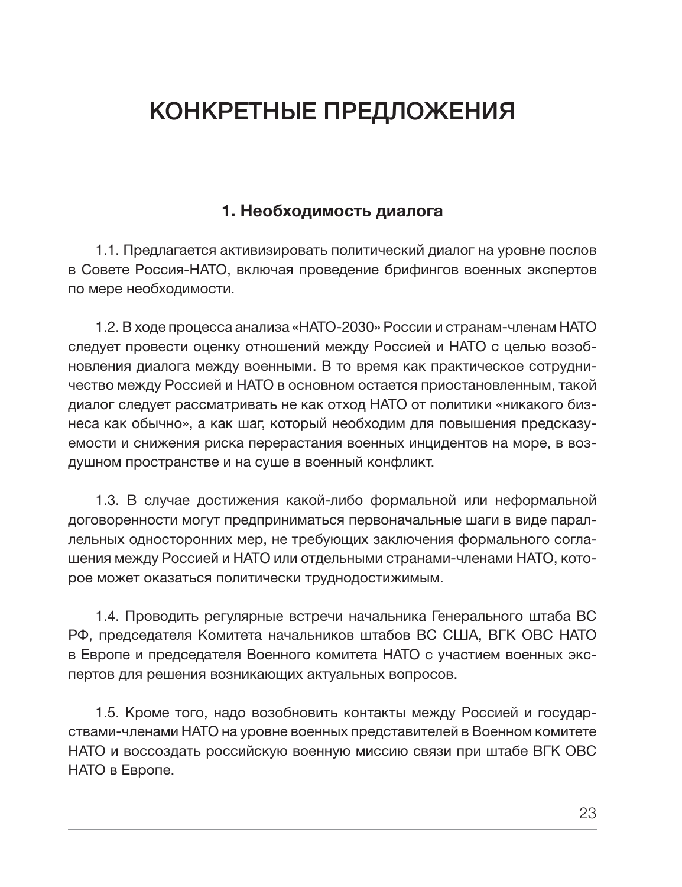# КОНКРЕТНЫЕ ПРЕДЛОЖЕНИЯ

## 1. Необходимость диалога

1.1. Предлагается активизировать политический диалог на уровне послов в Совете Россия-НАТО, включая проведение брифингов военных экспертов по мере необходимости.

1.2. В ходе процесса анализа «НАТО-2030» России и странам-членам НАТО следует провести оценку отношений между Россией и НАТО с целью возобновления диалога между военными. В то время как практическое сотрудничество между Россией и НАТО в основном остается приостановленным, такой диалог следует рассматривать не как отход НАТО от политики «никакого бизнеса как обычно», а как шаг, который необходим для повышения предсказуемости и снижения риска перерастания военных инцидентов на море, в воздушном пространстве и на суше в военный конфликт.

1.3. В случае достижения какой-либо формальной или неформальной договоренности могут предприниматься первоначальные шаги в виде параллельных односторонних мер, не требующих заключения формального соглашения между Россией и НАТО или отдельными странами-членами НАТО, которое может оказаться политически труднодостижимым.

1.4. Проводить регулярные встречи начальника Генерального штаба ВС РФ, председателя Комитета начальников штабов ВС США, ВГК ОВС НАТО в Европе и председателя Военного комитета НАТО с участием военных экспертов для решения возникающих актуальных вопросов.

1.5. Кроме того, надо возобновить контакты между Россией и государствами-членами НАТО на уровне военных представителей в Военном комитете НАТО и воссоздать российскую военную миссию связи при штабе ВГК ОВС НАТО в Европе.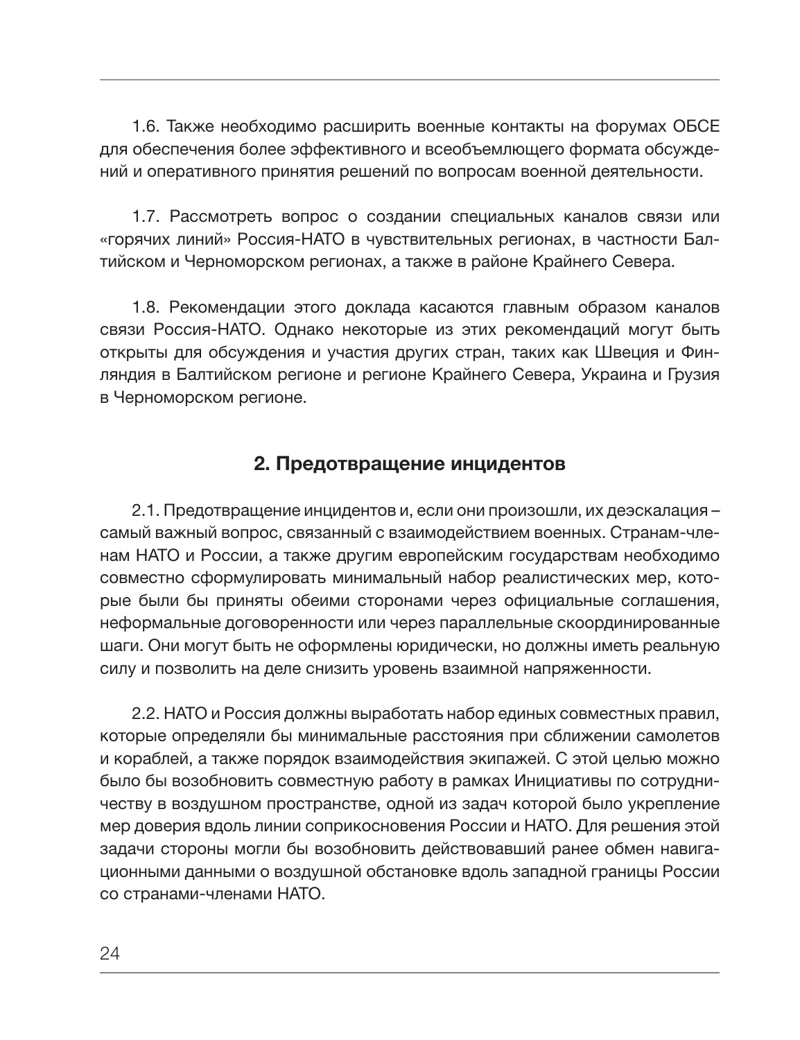1.6. Также необходимо расширить военные контакты на форумах ОБСЕ для обеспечения более эффективного и всеобъемлющего формата обсуждений и оперативного принятия решений по вопросам военной деятельности.

1.7. Рассмотреть вопрос о создании специальных каналов связи или «горячих линий» Россия-НАТО в чувствительных регионах, в частности Балтийском и Черноморском регионах, а также в районе Крайнего Севера.

1.8. Рекомендации этого доклада касаются главным образом каналов связи Россия-НАТО. Однако некоторые из этих рекомендаций могут быть открыты для обсуждения и участия других стран, таких как Швеция и Финляндия в Балтийском регионе и регионе Крайнего Севера, Украина и Грузия в Черноморском регионе.

## 2. Предотвращение инцидентов

2.1. Предотвращение инцидентов и, если они произошли, их деэскалация – самый важный вопрос, связанный с взаимодействием военных. Странам-членам НАТО и России, а также другим европейским государствам необходимо совместно сформулировать минимальный набор реалистических мер, которые были бы приняты обеими сторонами через официальные соглашения, неформальные договоренности или через параллельные скоординированные шаги. Они могут быть не оформлены юридически, но должны иметь реальную силу и позволить на деле снизить уровень взаимной напряженности.

2.2. НАТО и Россия должны выработать набор единых совместных правил, которые определяли бы минимальные расстояния при сближении самолетов и кораблей, а также порядок взаимодействия экипажей. С этой целью можно было бы возобновить совместную работу в рамках Инициативы по сотрудничеству в воздушном пространстве, одной из задач которой было укрепление мер доверия вдоль линии соприкосновения России и НАТО. Для решения этой задачи стороны могли бы возобновить действовавший ранее обмен навигационными данными о воздушной обстановке вдоль западной границы России со странами-членами НАТО.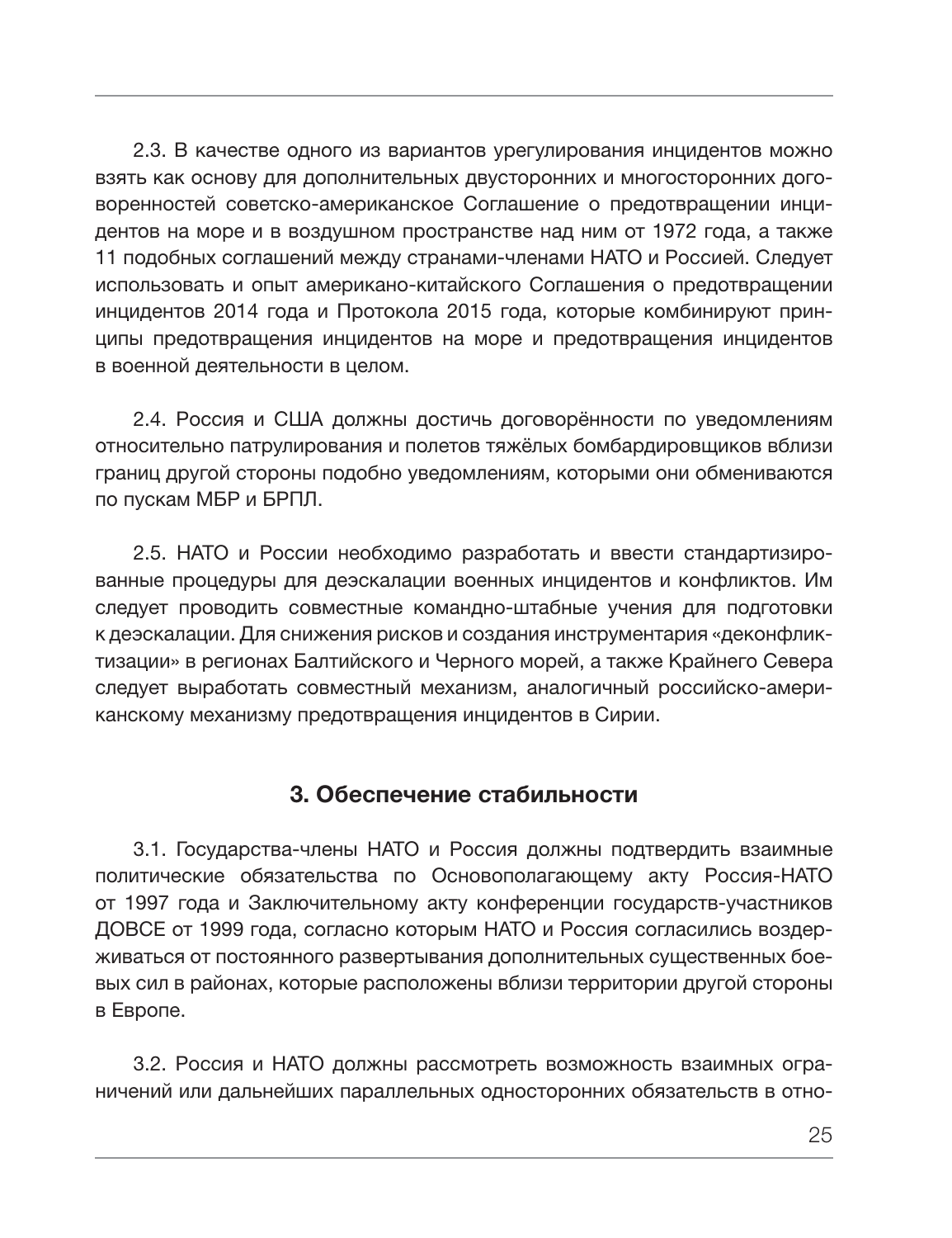2.3. В качестве одного из вариантов урегулирования инцидентов можно взять как основу для дополнительных двусторонних и многосторонних договоренностей советско-американское Соглашение о предотвращении инцидентов на море и в воздушном пространстве над ним от 1972 года, а также 11 подобных соглашений между странами-членами НАТО и Россией. Следует использовать и опыт американо-китайского Соглашения о предотвращении инцидентов 2014 года и Протокола 2015 года, которые комбинируют принципы предотвращения инцидентов на море и предотвращения инцидентов в военной деятельности в целом.

2.4. Россия и США должны достичь договорённости по уведомлениям относительно патрулирования и полетов тяжёлых бомбардировщиков вблизи границ другой стороны подобно уведомлениям, которыми они обмениваются по пускам МБР и БРПЛ.

2.5. НАТО и России необходимо разработать и ввести стандартизированные процедуры для деэскалации военных инцидентов и конфликтов. Им следует проводить совместные командно-штабные учения для подготовки к деэскалации. Для снижения рисков и создания инструментария «деконфликтизации» в регионах Балтийского и Черного морей, а также Крайнего Севера следует выработать совместный механизм, аналогичный российско-американскому механизму предотвращения инцидентов в Сирии.

## 3. Обеспечение стабильности

3.1. Государства-члены НАТО и Россия должны подтвердить взаимные политические обязательства по Основополагающему акту Россия-НАТО от 1997 года и Заключительному акту конференции государств-участников ДОВСЕ от 1999 года, согласно которым НАТО и Россия согласились воздерживаться от постоянного развертывания дополнительных существенных боевых сил в районах, которые расположены вблизи территории другой стороны в Европе.

3.2. Россия и НАТО должны рассмотреть возможность взаимных ограничений или дальнейших параллельных односторонних обязательств в отно-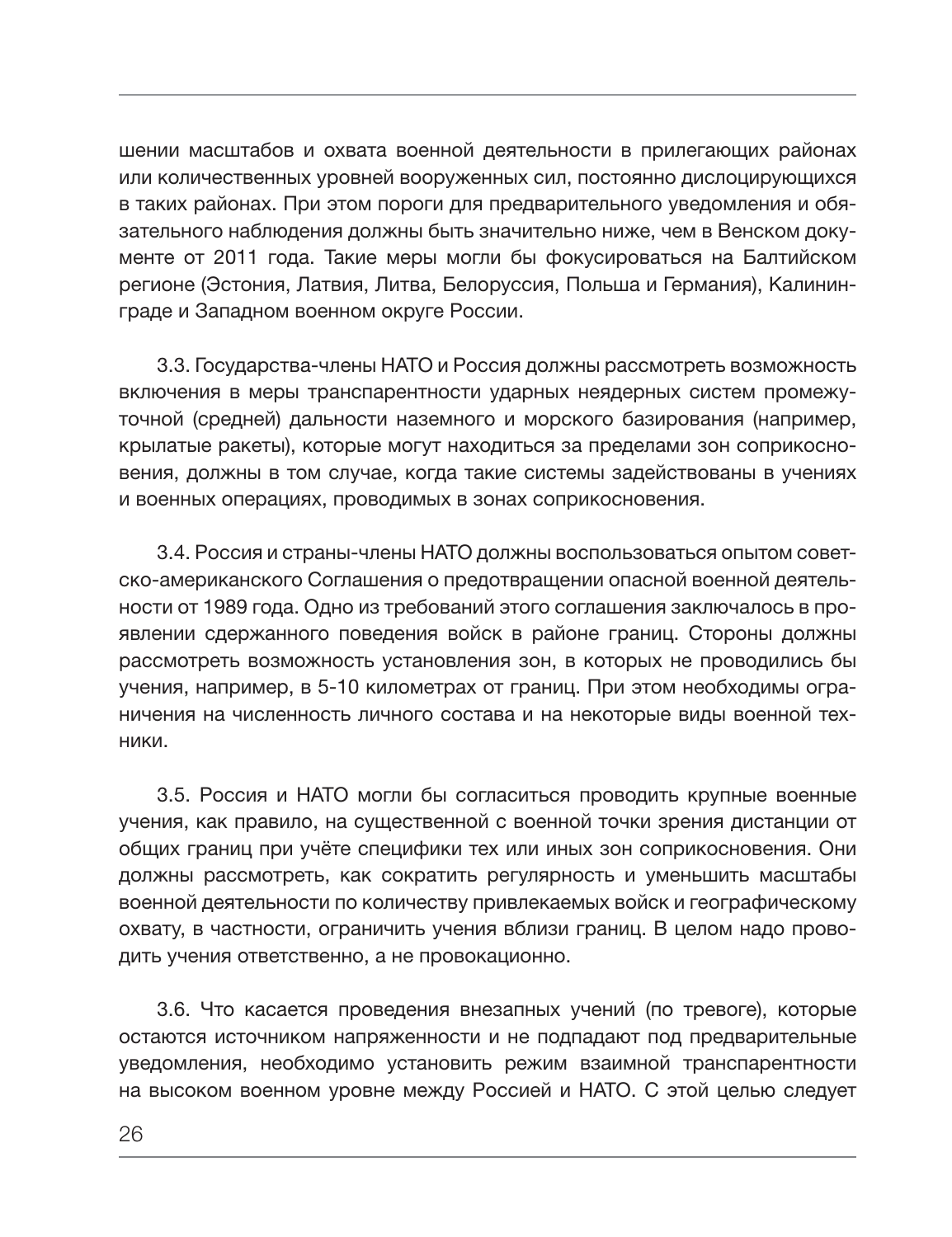шении масштабов и охвата военной деятельности в прилегающих районах или количественных уровней вооруженных сил, постоянно дислоцирующихся в таких районах. При этом пороги для предварительного уведомления и обязательного наблюдения должны быть значительно ниже, чем в Венском документе от 2011 года. Такие меры могли бы фокусироваться на Балтийском регионе (Эстония, Латвия, Литва, Белоруссия, Польша и Германия), Калининграде и Западном военном округе России.

3.3. Государства-члены НАТО и Россия должны рассмотреть возможность включения в меры транспарентности ударных неядерных систем промежуточной (средней) дальности наземного и морского базирования (например, крылатые ракеты), которые могут находиться за пределами зон соприкосновения, должны в том случае, когда такие системы задействованы в учениях и военных операциях, проводимых в зонах соприкосновения.

3.4. Россия и страны-члены НАТО должны воспользоваться опытом советско-американского Соглашения о предотвращении опасной военной деятельности от 1989 года. Одно из требований этого соглашения заключалось в проявлении сдержанного поведения войск в районе границ. Стороны должны рассмотреть возможность установления зон, в которых не проводились бы учения, например, в 5-10 километрах от границ. При этом необходимы ограничения на численность личного состава и на некоторые виды военной техники.

3.5. Россия и НАТО могли бы согласиться проводить крупные военные учения, как правило, на существенной с военной точки зрения дистанции от общих границ при учёте специфики тех или иных зон соприкосновения. Они должны рассмотреть, как сократить регулярность и уменьшить масштабы военной деятельности по количеству привлекаемых войск и географическому охвату, в частности, ограничить учения вблизи границ. В целом надо проводить учения ответственно, а не провокационно.

3.6. Что касается проведения внезапных учений (по тревоге), которые остаются источником напряженности и не подпадают под предварительные уведомления, необходимо установить режим взаимной транспарентности на высоком военном уровне между Россией и НАТО. С этой целью следует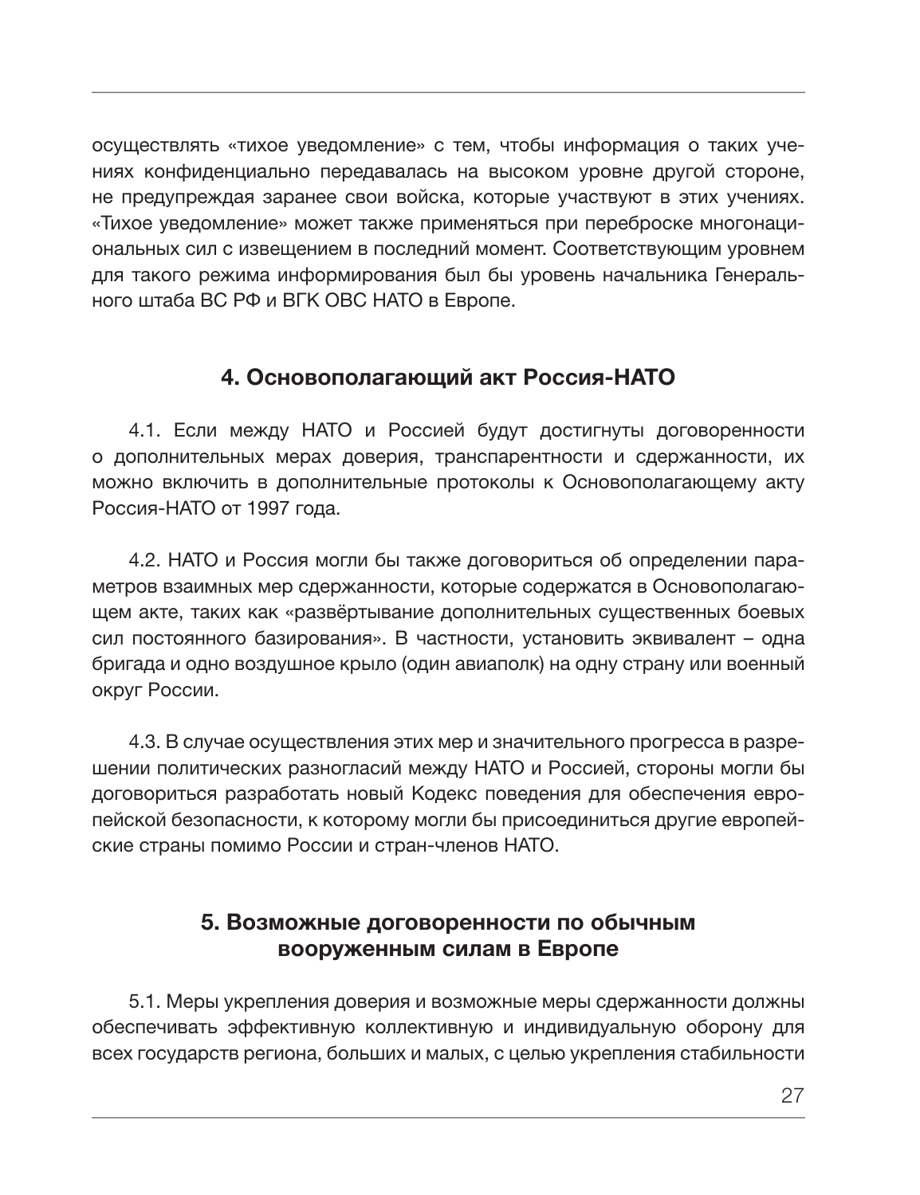осуществлять «тихое уведомление» с тем, чтобы информация о таких учениях конфиденциально передавалась на высоком уровне другой стороне, не предупреждая заранее свои войска, которые участвуют в этих учениях. «Тихое уведомление» может также применяться при переброске многонациональных сил с извещением в последний момент. Соответствующим уровнем для такого режима информирования был бы уровень начальника Генерального штаба ВС РФ и ВГК ОВС НАТО в Европе.

## 4. Основополагающий акт Россия-НАТО

4.1. Если между НАТО и Россией будут достигнуты договоренности о дополнительных мерах доверия, транспарентности и сдержанности, их можно включить в дополнительные протоколы к Основополагающему акту Россия-НАТО от 1997 года.

4.2. НАТО и Россия могли бы также договориться об определении параметров взаимных мер сдержанности, которые содержатся в Основополагающем акте, таких как «развёртывание дополнительных существенных боевых сил постоянного базирования». В частности, установить эквивалент – одна бригада и одно воздушное крыло (один авиаполк) на одну страну или военный округ России.

4.3. В случае осуществления этих мер и значительного прогресса в разрешении политических разногласий между НАТО и Россией, стороны могли бы договориться разработать новый Кодекс поведения для обеспечения европейской безопасности, к которому могли бы присоединиться другие европейские страны помимо России и стран-членов НАТО.

## 5. Возможные договоренности по обычным вооруженным силам в Европе

5.1. Меры укрепления доверия и возможные меры сдержанности должны обеспечивать эффективную коллективную и индивидуальную оборону для всех государств региона, больших и малых, с целью укрепления стабильности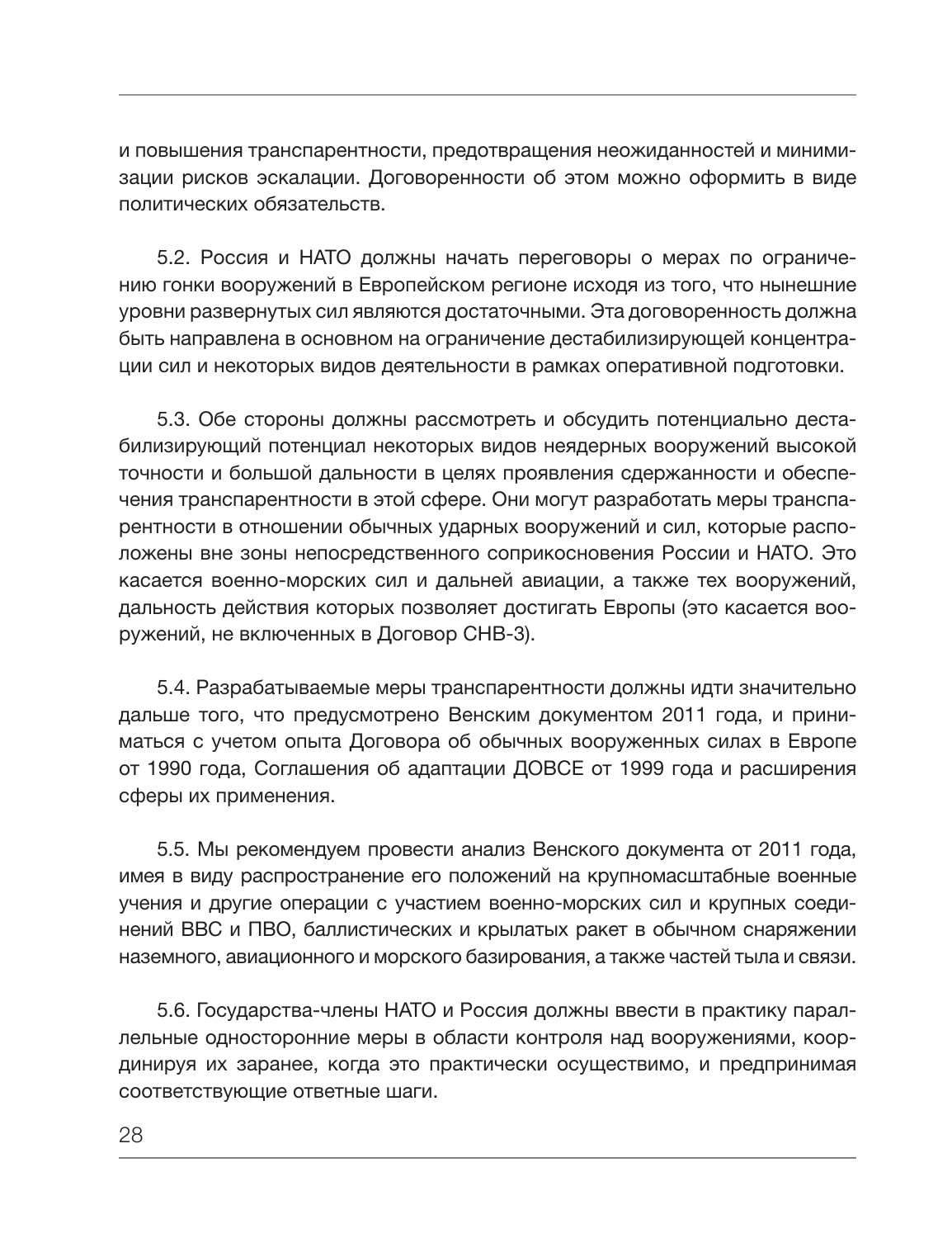и повышения транспарентности, предотвращения неожиданностей и минимизации рисков эскалации. Договоренности об этом можно оформить в виде политических обязательств.

5.2. Россия и НАТО должны начать переговоры о мерах по ограничению гонки вооружений в Европейском регионе исходя из того, что нынешние уровни развернутых сил являются достаточными. Эта договоренность должна быть направлена в основном на ограничение дестабилизирующей концентрации сил и некоторых видов деятельности в рамках оперативной подготовки.

5.3. Обе стороны должны рассмотреть и обсудить потенциально дестабилизирующий потенциал некоторых видов неядерных вооружений высокой точности и большой дальности в целях проявления сдержанности и обеспечения транспарентности в этой сфере. Они могут разработать меры транспарентности в отношении обычных ударных вооружений и сил, которые расположены вне зоны непосредственного соприкосновения России и НАТО. Это касается военно-морских сил и дальней авиации, а также тех вооружений, дальность действия которых позволяет достигать Европы (это касается вооружений, не включенных в Договор СНВ-3).

5.4. Разрабатываемые меры транспарентности должны идти значительно дальше того, что предусмотрено Венским документом 2011 года, и приниматься с учетом опыта Договора об обычных вооруженных силах в Европе от 1990 года, Соглашения об адаптации ДОВСЕ от 1999 года и расширения сферы их применения.

5.5. Мы рекомендуем провести анализ Венского документа от 2011 года, имея в виду распространение его положений на крупномасштабные военные учения и другие операции с участием военно-морских сил и крупных соединений ВВС и ПВО, баллистических и крылатых ракет в обычном снаряжении наземного, авиационного и морского базирования, а также частей тыла и связи.

5.6. Государства-члены НАТО и Россия должны ввести в практику параллельные односторонние меры в области контроля над вооружениями, координируя их заранее, когда это практически осуществимо, и предпринимая соответствующие ответные шаги.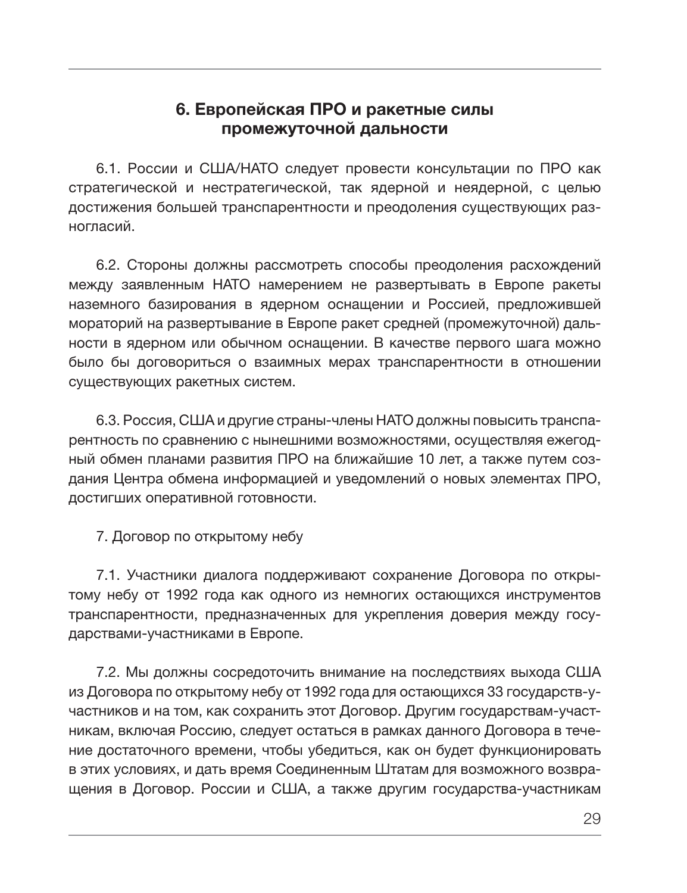## 6. Европейская ПРО и ракетные силы промежуточной дальности

6.1. России и США/НАТО следует провести консультации по ПРО как стратегической и нестратегической, так ядерной и неядерной, с целью достижения большей транспарентности и преодоления существующих разногласий.

6.2. Стороны должны рассмотреть способы преодоления расхождений между заявленным НАТО намерением не развертывать в Европе ракеты наземного базирования в ядерном оснащении и Россией, предложившей мораторий на развертывание в Европе ракет средней (промежуточной) дальности в ядерном или обычном оснащении. В качестве первого шага можно было бы договориться о взаимных мерах транспарентности в отношении существующих ракетных систем.

6.3. Россия, США и другие страны-члены НАТО должны повысить транспарентность по сравнению с нынешними возможностями, осуществляя ежегодный обмен планами развития ПРО на ближайшие 10 лет, а также путем создания Центра обмена информацией и уведомлений о новых элементах ПРО, достигших оперативной готовности.

7. Договор по открытому небу

7.1. Участники диалога поддерживают сохранение Договора по открытому небу от 1992 года как одного из немногих остающихся инструментов транспарентности, предназначенных для укрепления доверия между государствами-участниками в Европе.

7.2. Мы должны сосредоточить внимание на последствиях выхода США из Договора по открытому небу от 1992 года для остающихся 33 государств-участников и на том, как сохранить этот Договор. Другим государствам-участникам, включая Россию, следует остаться в рамках данного Договора в течение достаточного времени, чтобы убедиться, как он будет функционировать в этих условиях, и дать время Соединенным Штатам для возможного возвращения в Договор. России и США, а также другим государства-участникам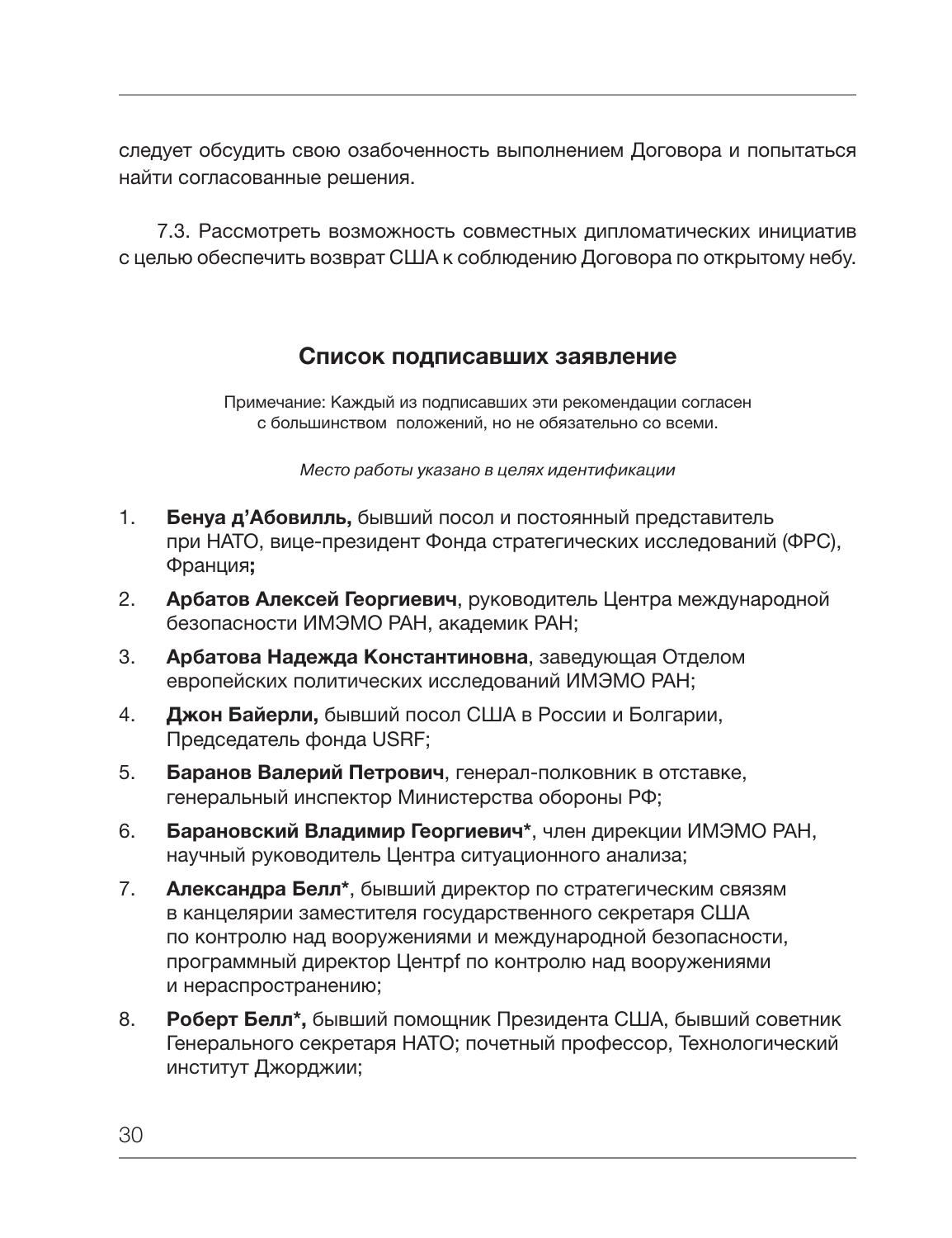следует обсудить свою озабоченность выполнением Договора и попытаться найти согласованные решения.

7.3. Рассмотреть возможность совместных дипломатических инициатив с целью обеспечить возврат США к соблюдению Договора по открытому небу.

## Список подписавших заявление

Примечание: Каждый из подписавших эти рекомендации согласен с большинством положений, но не обязательно со всеми.

*Место работы указано в целях идентификации*

1. **Бенуа д'Абовилль,** бывший посол и постоянный представитель при НАТО, вице-президент Фонда стратегических исследований (ФРС), Франция**;**
2. **Арбатов Алексей Георгиевич**, руководитель Центра международной безопасности ИМЭМО РАН, академик РАН;
3. **Арбатова Надежда Константиновна**, заведующая Отделом европейских политических исследований ИМЭМО РАН;
4. **Джон Байерли,** бывший посол США в России и Болгарии, Председатель фонда USRF;
5. **Баранов Валерий Петрович**, генерал-полковник в отставке, генеральный инспектор Министерства обороны РФ;
6. **Барановский Владимир Георгиевич***, член дирекции ИМЭМО РАН, научный руководитель Центра ситуационного анализа;
7. **Александра Белл***, бывший директор по стратегическим связям в канцелярии заместителя государственного секретаря США по контролю над вооружениями и международной безопасности, программный директор Центрf по контролю над вооружениями и нераспространению;
8. **Роберт Белл*,** бывший помощник Президента США, бывший советник Генерального секретаря НАТО; почетный профессор, Технологический институт Джорджии;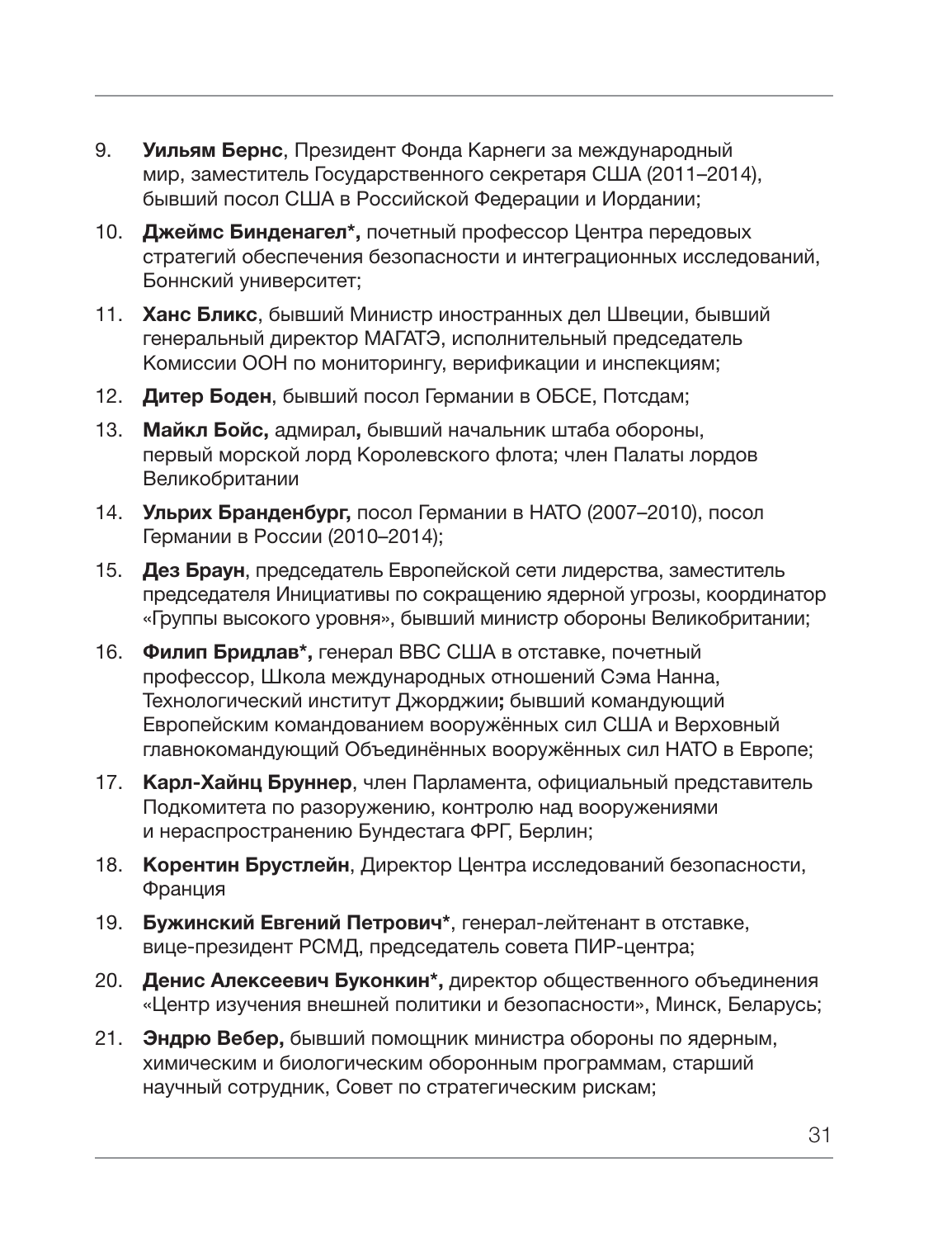9. **Уильям Бернс**, Президент Фонда Карнеги за международный мир, заместитель Государственного секретаря США (2011–2014), бывший посол США в Российской Федерации и Иордании;
10. **Джеймс Бинденагел*,** почетный профессор Центра передовых стратегий обеспечения безопасности и интеграционных исследований, Боннский университет;
11. **Ханс Бликс**, бывший Министр иностранных дел Швеции, бывший генеральный директор МАГАТЭ, исполнительный председатель Комиссии ООН по мониторингу, верификации и инспекциям;
12. **Дитер Боден**, бывший посол Германии в ОБСЕ, Потсдам;
13. **Майкл Бойс,** адмирал**,** бывший начальник штаба обороны, первый морской лорд Королевского флота; член Палаты лордов Великобритании
14. **Ульрих Бранденбург,** посол Германии в НАТО (2007–2010), посол Германии в России (2010–2014);
15. **Дез Браун**, председатель Европейской сети лидерства, заместитель председателя Инициативы по сокращению ядерной угрозы, координатор «Группы высокого уровня», бывший министр обороны Великобритании;
16. **Филип Бридлав*,** генерал ВВС США в отставке, почетный профессор, Школа международных отношений Сэма Нанна, Технологический институт Джорджии**;** бывший командующий Европейским командованием вооружённых сил США и Верховный главнокомандующий Объединённых вооружённых сил НАТО в Европе;
17. **Карл-Хайнц Бруннер**, член Парламента, официальный представитель Подкомитета по разоружению, контролю над вооружениями и нераспространению Бундестага ФРГ, Берлин;
18. **Корентин Брустлейн**, Директор Центра исследований безопасности, Франция
19. **Бужинский Евгений Петрович***, генерал-лейтенант в отставке, вице-президент РСМД, председатель совета ПИР-центра;
20. **Денис Алексеевич Буконкин*,** директор общественного объединения «Центр изучения внешней политики и безопасности», Минск, Беларусь;
21. **Эндрю Вебер,** бывший помощник министра обороны по ядерным, химическим и биологическим оборонным программам, старший научный сотрудник, Совет по стратегическим рискам;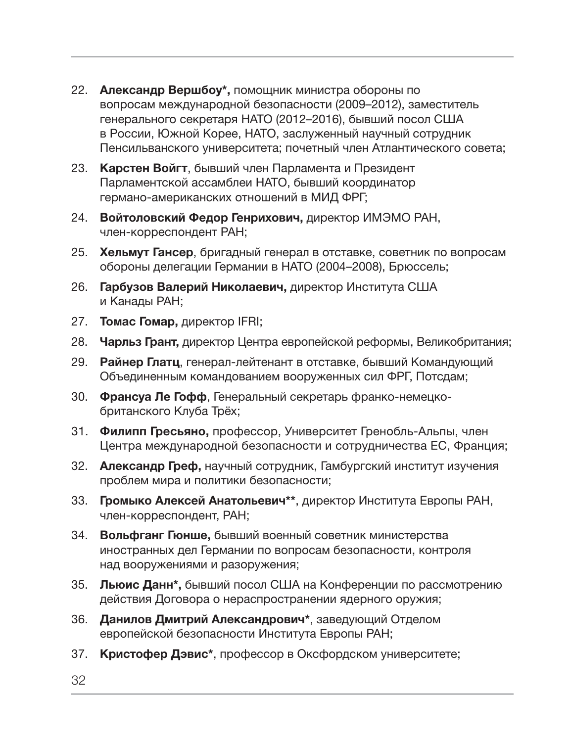22. **Александр Вершбоу*,** помощник министра обороны по вопросам международной безопасности (2009–2012), заместитель генерального секретаря НАТО (2012–2016), бывший посол США в России, Южной Корее, НАТО, заслуженный научный сотрудник Пенсильванского университета; почетный член Атлантического совета;
23. **Карстен Войгт**, бывший член Парламента и Президент Парламентской ассамблеи НАТО, бывший координатор германо-американских отношений в МИД ФРГ;
24. **Войтоловский Федор Генрихович,** директор ИМЭМО РАН, член-корреспондент РАН;
25. **Хельмут Гансер**, бригадный генерал в отставке, советник по вопросам обороны делегации Германии в НАТО (2004–2008), Брюссель;
26. **Гарбузов Валерий Николаевич,** директор Института США и Канады РАН;
27. **Томас Гомар,** директор IFRI;
28. **Чарльз Грант,** директор Центра европейской реформы, Великобритания;
29. **Райнер Глатц**, генерал-лейтенант в отставке, бывший Командующий Объединенным командованием вооруженных сил ФРГ, Потсдам;
30. **Франсуа Ле Гофф**, Генеральный секретарь франко-немецко-британского Клуба Трёх;
31. **Филипп Гресьяно,** профессор, Университет Гренобль-Альпы, член Центра международной безопасности и сотрудничества ЕС, Франция;
32. **Александр Греф,** научный сотрудник, Гамбургский институт изучения проблем мира и политики безопасности;
33. **Громыко Алексей Анатольевич****, директор Института Европы РАН, член-корреспондент, РАН;
34. **Вольфганг Гюнше,** бывший военный советник министерства иностранных дел Германии по вопросам безопасности, контроля над вооружениями и разоружения;
35. **Льюис Данн*,** бывший посол США на Конференции по рассмотрению действия Договора о нераспространении ядерного оружия;
36. **Данилов Дмитрий Александрович***, заведующий Отделом европейской безопасности Института Европы РАН;
37. **Кристофер Дэвис***, профессор в Оксфордском университете;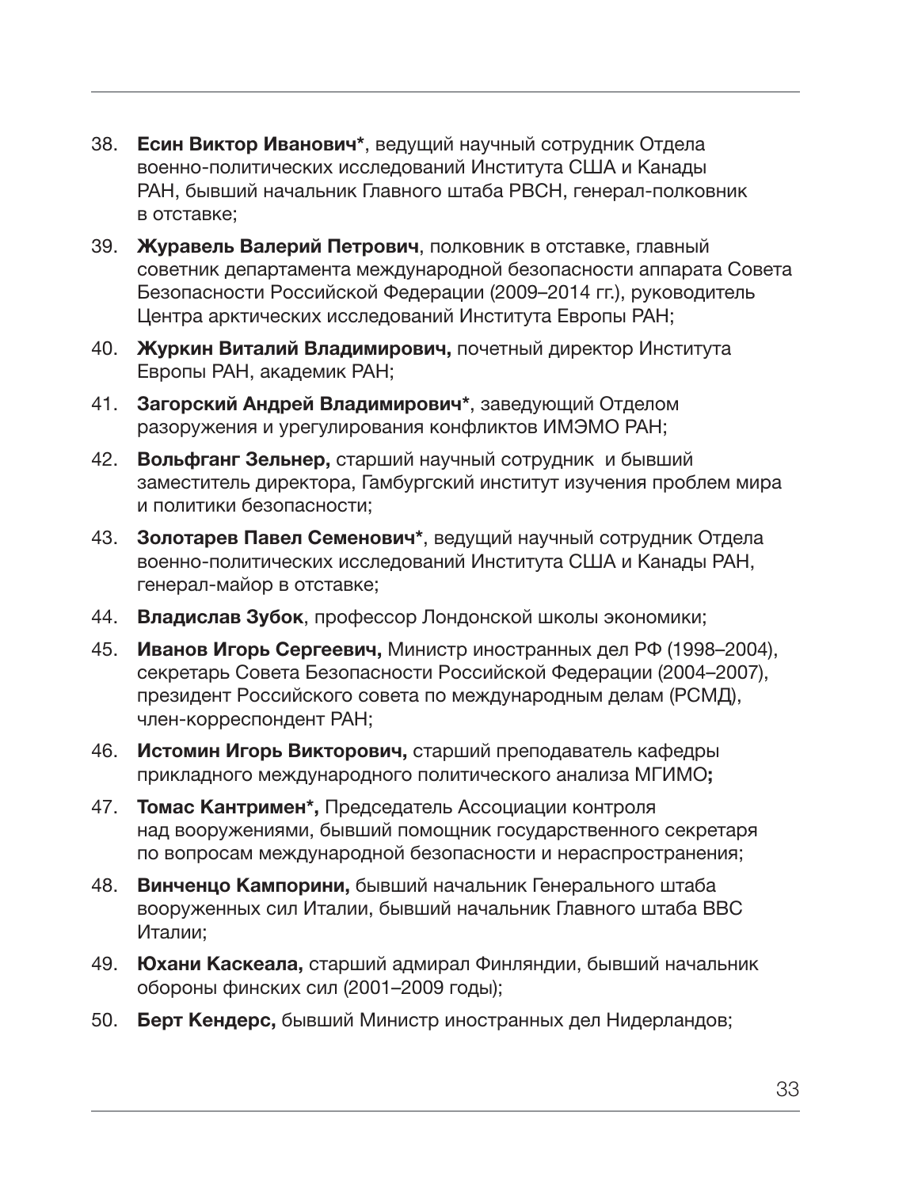38. **Есин Виктор Иванович***, ведущий научный сотрудник Отдела военно-политических исследований Института США и Канады РАН, бывший начальник Главного штаба РВСН, генерал-полковник в отставке;
39. **Журавель Валерий Петрович**, полковник в отставке, главный советник департамента международной безопасности аппарата Совета Безопасности Российской Федерации (2009–2014 гг.), руководитель Центра арктических исследований Института Европы РАН;
40. **Журкин Виталий Владимирович,** почетный директор Института Европы РАН, академик РАН;
41. **Загорский Андрей Владимирович***, заведующий Отделом разоружения и урегулирования конфликтов ИМЭМО РАН;
42. **Вольфганг Зельнер,** старший научный сотрудник и бывший заместитель директора, Гамбургский институт изучения проблем мира и политики безопасности;
43. **Золотарев Павел Семенович***, ведущий научный сотрудник Отдела военно-политических исследований Института США и Канады РАН, генерал-майор в отставке;
44. **Владислав Зубок**, профессор Лондонской школы экономики;
45. **Иванов Игорь Сергеевич,** Министр иностранных дел РФ (1998–2004), секретарь Совета Безопасности Российской Федерации (2004–2007), президент Российского совета по международным делам (РСМД), член-корреспондент РАН;
46. **Истомин Игорь Викторович,** старший преподаватель кафедры прикладного международного политического анализа МГИМО**;**
47. **Томас Кантримен*,** Председатель Ассоциации контроля над вооружениями, бывший помощник государственного секретаря по вопросам международной безопасности и нераспространения;
48. **Винченцо Кампорини,** бывший начальник Генерального штаба вооруженных сил Италии, бывший начальник Главного штаба ВВС Италии;
49. **Юхани Каскеала,** старший адмирал Финляндии, бывший начальник обороны финских сил (2001–2009 годы);
50. **Берт Кендерс,** бывший Министр иностранных дел Нидерландов;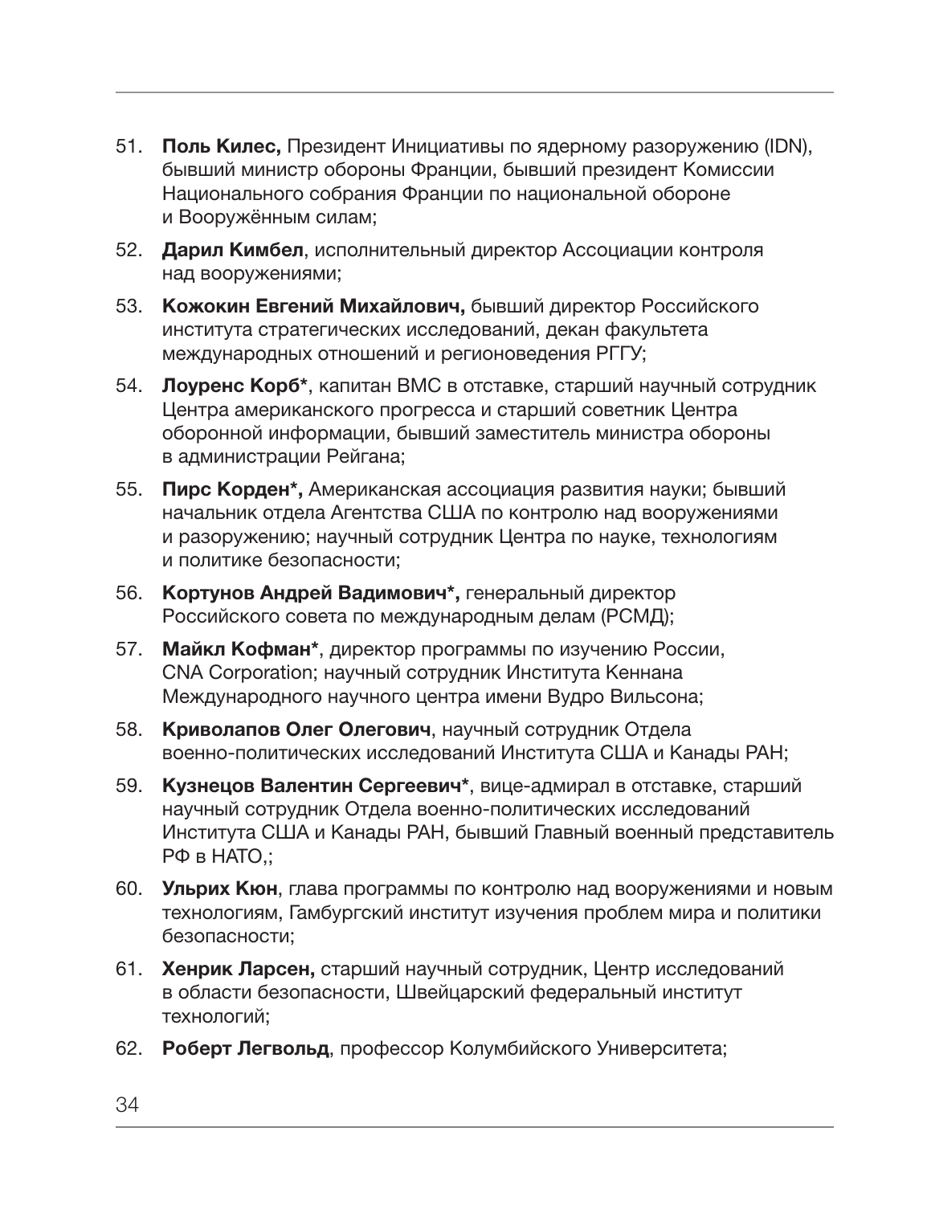51. **Поль Килес,** Президент Инициативы по ядерному разоружению (IDN), бывший министр обороны Франции, бывший президент Комиссии Национального собрания Франции по национальной обороне и Вооружённым силам;

52. **Дарил Кимбел**, исполнительный директор Ассоциации контроля над вооружениями;

53. **Кожокин Евгений Михайлович,** бывший директор Российского института стратегических исследований, декан факультета международных отношений и регионоведения РГГУ;

54. **Лоуренс Корб***, капитан ВМС в отставке, старший научный сотрудник Центра американского прогресса и старший советник Центра оборонной информации, бывший заместитель министра обороны в администрации Рейгана;

55. **Пирс Корден*,** Американская ассоциация развития науки; бывший начальник отдела Агентства США по контролю над вооружениями и разоружению; научный сотрудник Центра по науке, технологиям и политике безопасности;

56. **Кортунов Андрей Вадимович*,** генеральный директор Российского совета по международным делам (РСМД);

57. **Майкл Кофман***, директор программы по изучению России, CNA Corporation; научный сотрудник Института Кеннана Международного научного центра имени Вудро Вильсона;

58. **Криволапов Олег Олегович**, научный сотрудник Отдела военно-политических исследований Института США и Канады РАН;

59. **Кузнецов Валентин Сергеевич***, вице-адмирал в отставке, старший научный сотрудник Отдела военно-политических исследований Института США и Канады РАН, бывший Главный военный представитель РФ в НАТО,;

60. **Ульрих Кюн**, глава программы по контролю над вооружениями и новым технологиям, Гамбургский институт изучения проблем мира и политики безопасности;

61. **Хенрик Ларсен,** старший научный сотрудник, Центр исследований в области безопасности, Швейцарский федеральный институт технологий;

62. **Роберт Легвольд**, профессор Колумбийского Университета;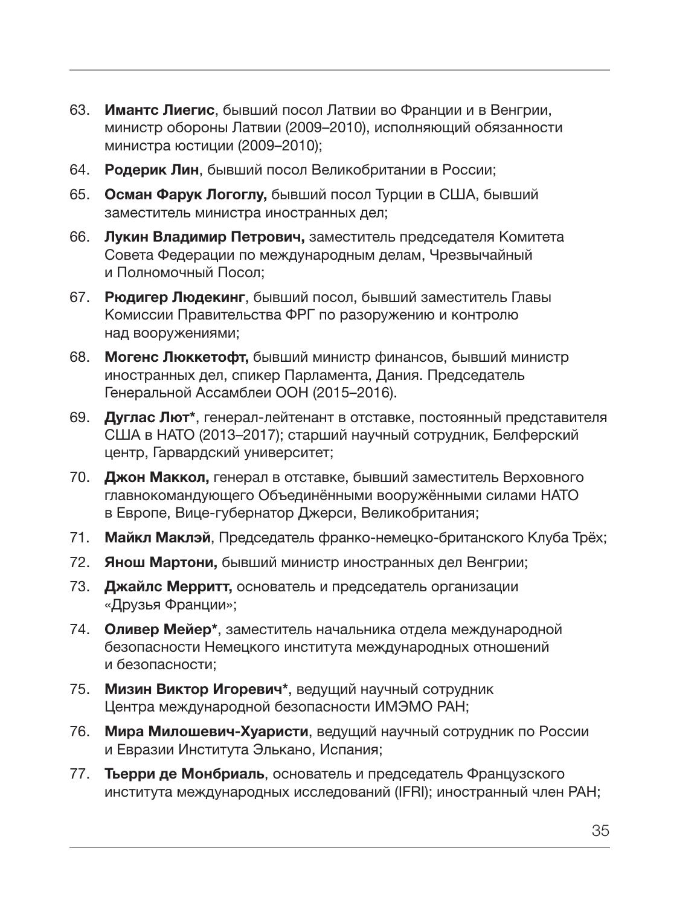63. **Имантс Лиегис**, бывший посол Латвии во Франции и в Венгрии, министр обороны Латвии (2009–2010), исполняющий обязанности министра юстиции (2009–2010);
64. **Родерик Лин**, бывший посол Великобритании в России;
65. **Осман Фарук Логоглу,** бывший посол Турции в США, бывший заместитель министра иностранных дел;
66. **Лукин Владимир Петрович,** заместитель председателя Комитета Совета Федерации по международным делам, Чрезвычайный и Полномочный Посол;
67. **Рюдигер Людекинг**, бывший посол, бывший заместитель Главы Комиссии Правительства ФРГ по разоружению и контролю над вооружениями;
68. **Могенс Люккетофт,** бывший министр финансов, бывший министр иностранных дел, спикер Парламента, Дания. Председатель Генеральной Ассамблеи ООН (2015–2016).
69. **Дуглас Лют***, генерал-лейтенант в отставке, постоянный представителя США в НАТО (2013–2017); старший научный сотрудник, Белферский центр, Гарвардский университет;
70. **Джон Маккол,** генерал в отставке, бывший заместитель Верховного главнокомандующего Объединёнными вооружёнными силами НАТО в Европе, Вице-губернатор Джерси, Великобритания;
71. **Майкл Маклэй**, Председатель франко-немецко-британского Клуба Трёх;
72. **Янош Мартони,** бывший министр иностранных дел Венгрии;
73. **Джайлс Мерритт,** основатель и председатель организации «Друзья Франции»;
74. **Оливер Мейер***, заместитель начальника отдела международной безопасности Немецкого института международных отношений и безопасности;
75. **Мизин Виктор Игоревич***, ведущий научный сотрудник Центра международной безопасности ИМЭМО РАН;
76. **Мира Милошевич-Хуаристи**, ведущий научный сотрудник по России и Евразии Института Элькано, Испания;
77. **Тьерри де Монбриаль**, основатель и председатель Французского института международных исследований (IFRI); иностранный член РАН;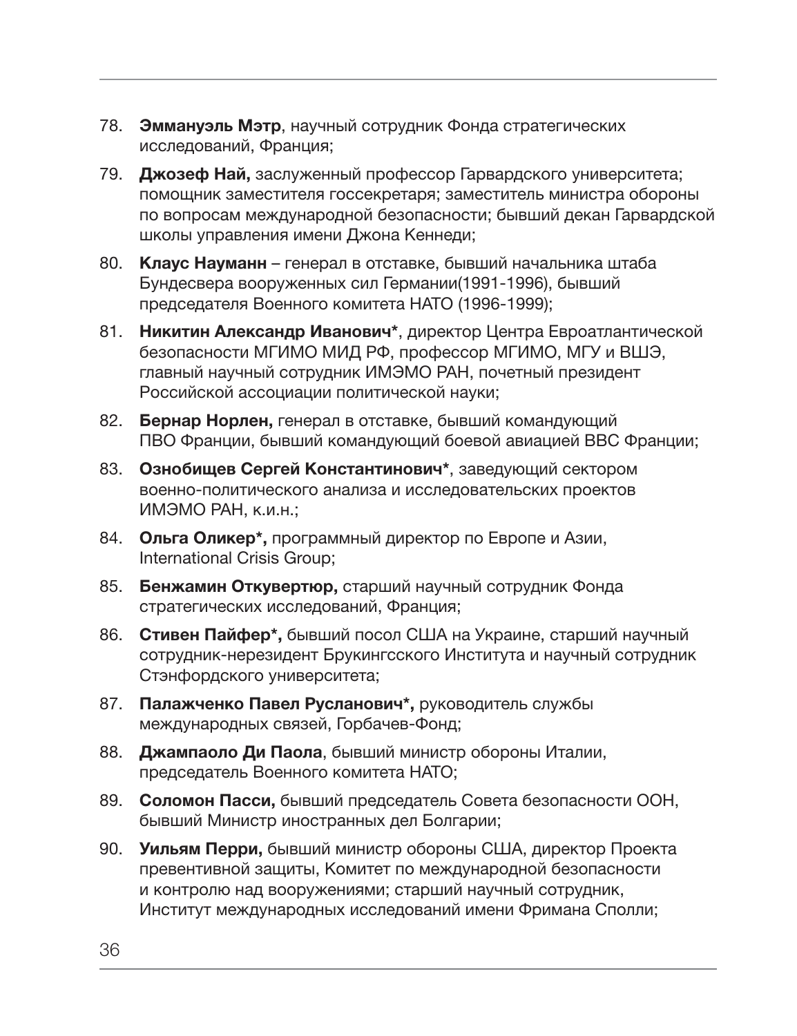78. **Эммануэль Мэтр**, научный сотрудник Фонда стратегических исследований, Франция;

79. **Джозеф Най,** заслуженный профессор Гарвардского университета; помощник заместителя госсекретаря; заместитель министра обороны по вопросам международной безопасности; бывший декан Гарвардской школы управления имени Джона Кеннеди;

80. **Клаус Науманн** – генерал в отставке, бывший начальника штаба Бундесвера вооруженных сил Германии(1991-1996), бывший председателя Военного комитета НАТО (1996-1999);

81. **Никитин Александр Иванович***, директор Центра Евроатлантической безопасности МГИМО МИД РФ, профессор МГИМО, МГУ и ВШЭ, главный научный сотрудник ИМЭМО РАН, почетный президент Российской ассоциации политической науки;

82. **Бернар Норлен,** генерал в отставке, бывший командующий ПВО Франции, бывший командующий боевой авиацией ВВС Франции;

83. **Ознобищев Сергей Константинович***, заведующий сектором военно-политического анализа и исследовательских проектов ИМЭМО РАН, к.и.н.;

84. **Ольга Оликер*,** программный директор по Европе и Азии, International Crisis Group;

85. **Бенжамин Откувертюр,** старший научный сотрудник Фонда стратегических исследований, Франция;

86. **Стивен Пайфер*,** бывший посол США на Украине, старший научный сотрудник-нерезидент Брукингсского Института и научный сотрудник Стэнфордского университета;

87. **Палажченко Павел Русланович*,** руководитель службы международных связей, Горбачев-Фонд;

88. **Джампаоло Ди Паола**, бывший министр обороны Италии, председатель Военного комитета НАТО;

89. **Соломон Пасси,** бывший председатель Совета безопасности ООН, бывший Министр иностранных дел Болгарии;

90. **Уильям Перри,** бывший министр обороны США, директор Проекта превентивной защиты, Комитет по международной безопасности и контролю над вооружениями; старший научный сотрудник, Институт международных исследований имени Фримана Сполли;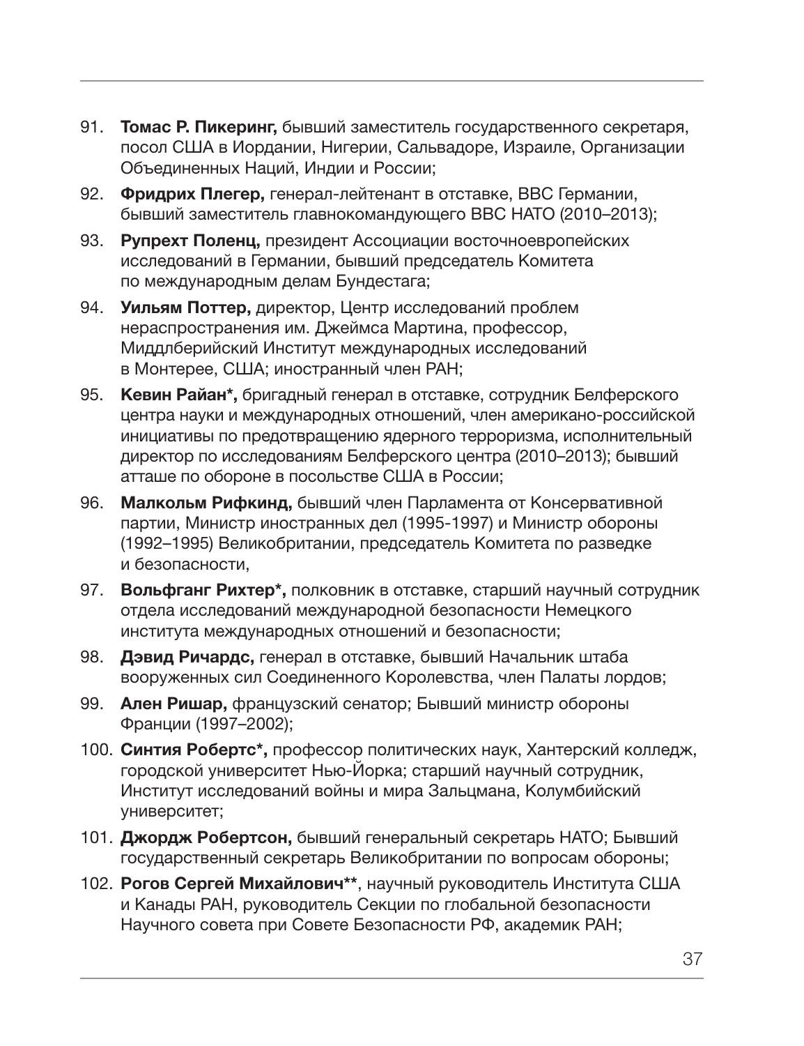91. **Томас Р. Пикеринг,** бывший заместитель государственного секретаря, посол США в Иордании, Нигерии, Сальвадоре, Израиле, Организации Объединенных Наций, Индии и России;
92. **Фридрих Плегер,** генерал-лейтенант в отставке, ВВС Германии, бывший заместитель главнокомандующего ВВС НАТО (2010–2013);
93. **Рупрехт Поленц,** президент Ассоциации восточноевропейских исследований в Германии, бывший председатель Комитета по международным делам Бундестага;
94. **Уильям Поттер,** директор, Центр исследований проблем нераспространения им. Джеймса Мартина, профессор, Миддлберийский Институт международных исследований в Монтерее, США; иностранный член РАН;
95. **Кевин Райан*,** бригадный генерал в отставке, сотрудник Белферского центра науки и международных отношений, член американо-российской инициативы по предотвращению ядерного терроризма, исполнительный директор по исследованиям Белферского центра (2010–2013); бывший атташе по обороне в посольстве США в России;
96. **Малкольм Рифкинд,** бывший член Парламента от Консервативной партии, Министр иностранных дел (1995-1997) и Министр обороны (1992–1995) Великобритании, председатель Комитета по разведке и безопасности,
97. **Вольфганг Рихтер*,** полковник в отставке, старший научный сотрудник отдела исследований международной безопасности Немецкого института международных отношений и безопасности;
98. **Дэвид Ричардс,** генерал в отставке, бывший Начальник штаба вооруженных сил Соединенного Королевства, член Палаты лордов;
99. **Ален Ришар,** французский сенатор; Бывший министр обороны Франции (1997–2002);
100. **Синтия Робертс*,** профессор политических наук, Хантерский колледж, городской университет Нью-Йорка; старший научный сотрудник, Институт исследований войны и мира Зальцмана, Колумбийский университет;
101. **Джордж Робертсон,** бывший генеральный секретарь НАТО; Бывший государственный секретарь Великобритании по вопросам обороны;
102. **Рогов Сергей Михайлович****, научный руководитель Института США и Канады РАН, руководитель Секции по глобальной безопасности Научного совета при Совете Безопасности РФ, академик РАН;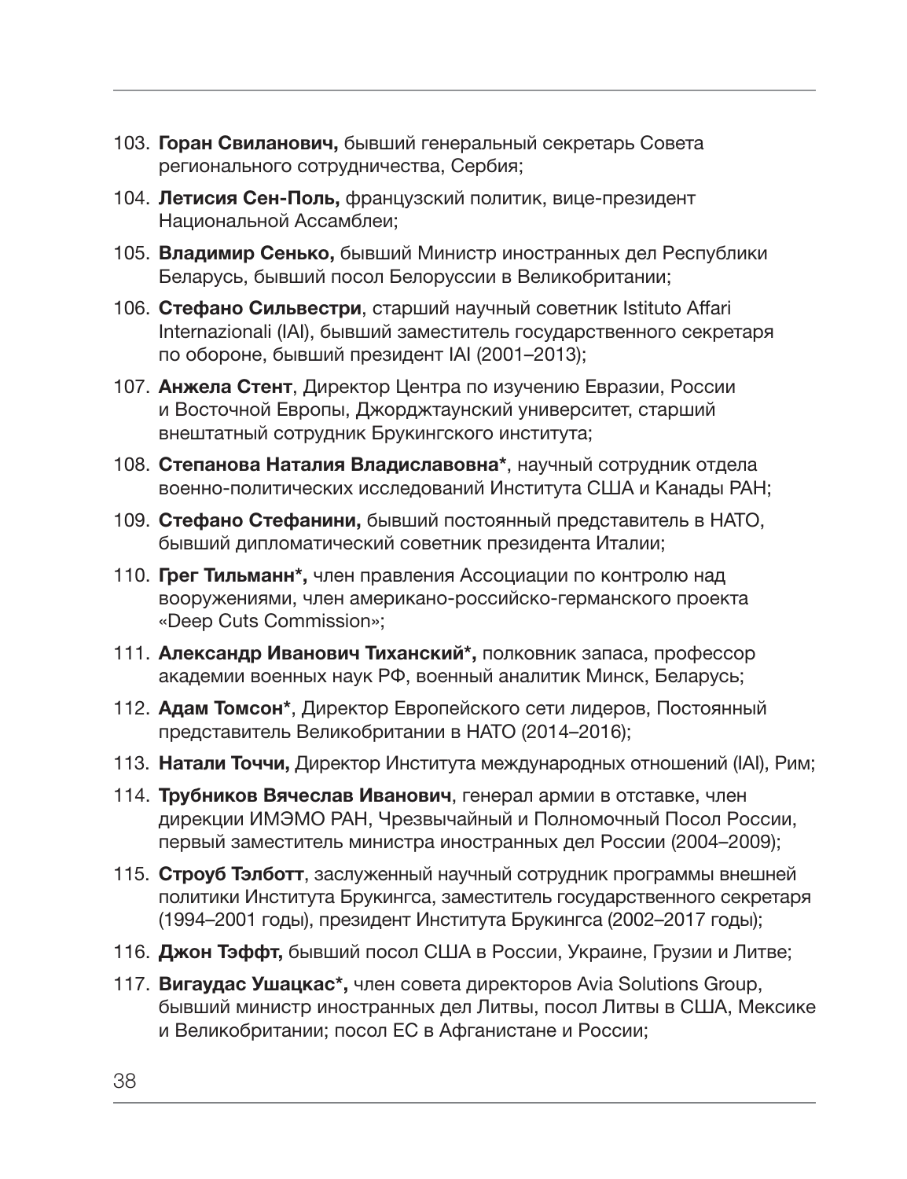103. **Горан Свиланович,** бывший генеральный секретарь Совета регионального сотрудничества, Сербия;

104. **Летисия Сен-Поль,** французский политик, вице-президент Национальной Ассамблеи;

105. **Владимир Сенько,** бывший Министр иностранных дел Республики Беларусь, бывший посол Белоруссии в Великобритании;

106. **Стефано Сильвестри**, старший научный советник Istituto Affari Internazionali (IAI), бывший заместитель государственного секретаря по обороне, бывший президент IAI (2001–2013);

107. **Анжела Стент**, Директор Центра по изучению Евразии, России и Восточной Европы, Джорджтаунский университет, старший внештатный сотрудник Брукингского института;

108. **Степанова Наталия Владиславовна***, научный сотрудник отдела военно-политических исследований Института США и Канады РАН;

109. **Стефано Стефанини,** бывший постоянный представитель в НАТО, бывший дипломатический советник президента Италии;

110. **Грег Тильманн*,** член правления Ассоциации по контролю над вооружениями, член американо-российско-германского проекта «Deep Cuts Commission»;

111. **Александр Иванович Тиханский*,** полковник запаса, профессор академии военных наук РФ, военный аналитик Минск, Беларусь;

112. **Адам Томсон***, Директор Европейского сети лидеров, Постоянный представитель Великобритании в НАТО (2014–2016);

113. **Натали Точчи,** Директор Института международных отношений (IAI), Рим;

114. **Трубников Вячеслав Иванович**, генерал армии в отставке, член дирекции ИМЭМО РАН, Чрезвычайный и Полномочный Посол России, первый заместитель министра иностранных дел России (2004–2009);

115. **Строуб Тэлботт**, заслуженный научный сотрудник программы внешней политики Института Брукингса, заместитель государственного секретаря (1994–2001 годы), президент Института Брукингса (2002–2017 годы);

116. **Джон Тэффт,** бывший посол США в России, Украине, Грузии и Литве;

117. **Вигаудас Ушацкас*,** член совета директоров Avia Solutions Group, бывший министр иностранных дел Литвы, посол Литвы в США, Мексике и Великобритании; посол ЕС в Афганистане и России;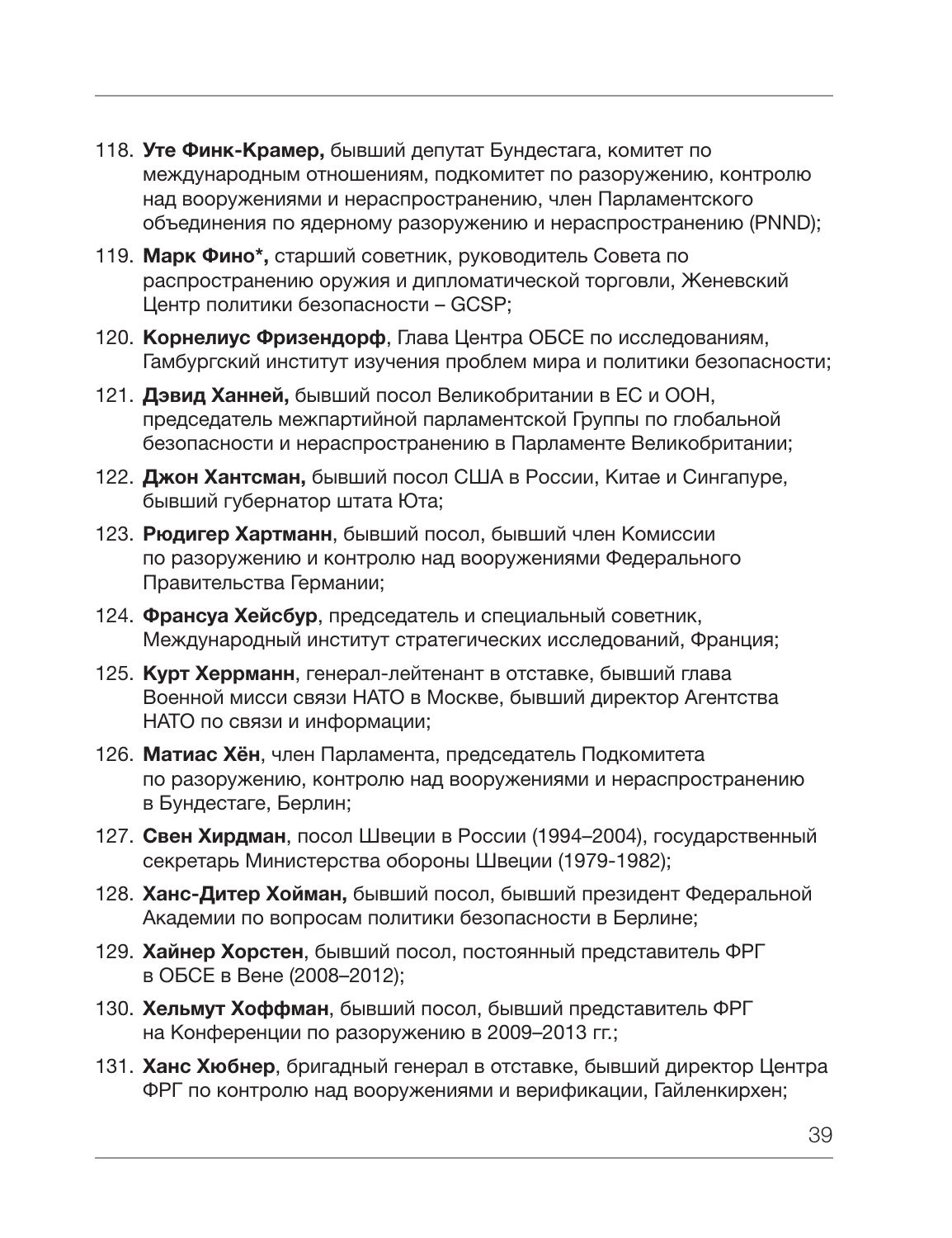118. **Уте Финк-Крамер,** бывший депутат Бундестага, комитет по международным отношениям, подкомитет по разоружению, контролю над вооружениями и нераспространению, член Парламентского объединения по ядерному разоружению и нераспространению (PNND);
119. **Марк Фино*,** старший советник, руководитель Совета по распространению оружия и дипломатической торговли, Женевский Центр политики безопасности – GCSP;
120. **Корнелиус Фризендорф**, Глава Центра ОБСЕ по исследованиям, Гамбургский институт изучения проблем мира и политики безопасности;
121. **Дэвид Ханней,** бывший посол Великобритании в ЕС и ООН, председатель межпартийной парламентской Группы по глобальной безопасности и нераспространению в Парламенте Великобритании;
122. **Джон Хантсман,** бывший посол США в России, Китае и Сингапуре, бывший губернатор штата Юта;
123. **Рюдигер Хартманн**, бывший посол, бывший член Комиссии по разоружению и контролю над вооружениями Федерального Правительства Германии;
124. **Франсуа Хейсбур**, председатель и специальный советник, Международный институт стратегических исследований, Франция;
125. **Курт Херрманн**, генерал-лейтенант в отставке, бывший глава Военной мисси связи НАТО в Москве, бывший директор Агентства НАТО по связи и информации;
126. **Матиас Хён**, член Парламента, председатель Подкомитета по разоружению, контролю над вооружениями и нераспространению в Бундестаге, Берлин;
127. **Свен Хирдман**, посол Швеции в России (1994–2004), государственный секретарь Министерства обороны Швеции (1979-1982);
128. **Ханс-Дитер Хойман,** бывший посол, бывший президент Федеральной Академии по вопросам политики безопасности в Берлине;
129. **Хайнер Хорстен**, бывший посол, постоянный представитель ФРГ в ОБСЕ в Вене (2008–2012);
130. **Хельмут Хоффман**, бывший посол, бывший представитель ФРГ на Конференции по разоружению в 2009–2013 гг.;
131. **Ханс Хюбнер**, бригадный генерал в отставке, бывший директор Центра ФРГ по контролю над вооружениями и верификации, Гайленкирхен;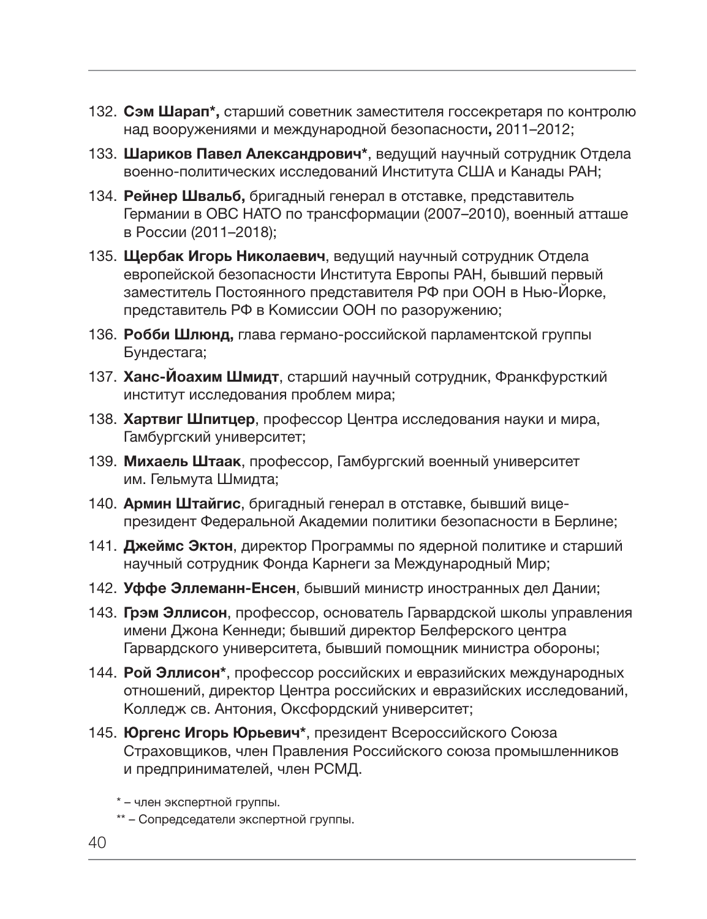132. **Сэм Шарап*,** старший советник заместителя госсекретаря по контролю над вооружениями и международной безопасности**,** 2011–2012;
133. **Шариков Павел Александрович***, ведущий научный сотрудник Отдела военно-политических исследований Института США и Канады РАН;
134. **Рейнер Швальб,** бригадный генерал в отставке, представитель Германии в ОВС НАТО по трансформации (2007–2010), военный атташе в России (2011–2018);
135. **Щербак Игорь Николаевич**, ведущий научный сотрудник Отдела европейской безопасности Института Европы РАН, бывший первый заместитель Постоянного представителя РФ при ООН в Нью-Йорке, представитель РФ в Комиссии ООН по разоружению;
136. **Робби Шлюнд,** глава германо-российской парламентской группы Бундестага;
137. **Ханс-Йоахим Шмидт**, старший научный сотрудник, Франкфурсткий институт исследования проблем мира;
138. **Хартвиг Шпитцер**, профессор Центра исследования науки и мира, Гамбургский университет;
139. **Михаель Штаак**, профессор, Гамбургский военный университет им. Гельмута Шмидта;
140. **Армин Штайгис**, бригадный генерал в отставке, бывший вице-президент Федеральной Академии политики безопасности в Берлине;
141. **Джеймс Эктон**, директор Программы по ядерной политике и старший научный сотрудник Фонда Карнеги за Международный Мир;
142. **Уффе Эллеманн-Енсен**, бывший министр иностранных дел Дании;
143. **Грэм Эллисон**, профессор, основатель Гарвардской школы управления имени Джона Кеннеди; бывший директор Белферского центра Гарвардского университета, бывший помощник министра обороны;
144. **Рой Эллисон***, профессор российских и евразийских международных отношений, директор Центра российских и евразийских исследований, Колледж св. Антония, Оксфордский университет;
145. **Юргенс Игорь Юрьевич***, президент Всероссийского Союза Страховщиков, член Правления Российского союза промышленников и предпринимателей, член РСМД.

* – член экспертной группы.

** – Сопредседатели экспертной группы.